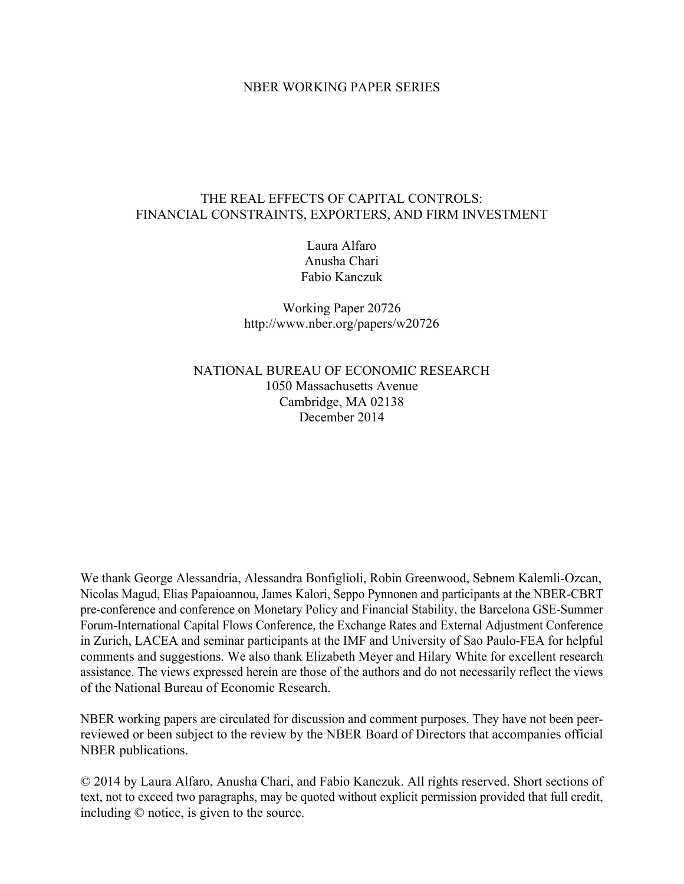NBER WORKING PAPER SERIES

# THE REAL EFFECTS OF CAPITAL CONTROLS: FINANCIAL CONSTRAINTS, EXPORTERS, AND FIRM INVESTMENT

Laura Alfaro
Anusha Chari
Fabio Kanczuk

Working Paper 20726
http://www.nber.org/papers/w20726

NATIONAL BUREAU OF ECONOMIC RESEARCH
1050 Massachusetts Avenue
Cambridge, MA 02138
December 2014

We thank George Alessandria, Alessandra Bonfiglioli, Robin Greenwood, Sebnem Kalemli-Ozcan, Nicolas Magud, Elias Papaioannou, James Kalori, Seppo Pynnonen and participants at the NBER-CBRT pre-conference and conference on Monetary Policy and Financial Stability, the Barcelona GSE-Summer Forum-International Capital Flows Conference, the Exchange Rates and External Adjustment Conference in Zurich, LACEA and seminar participants at the IMF and University of Sao Paulo-FEA for helpful comments and suggestions. We also thank Elizabeth Meyer and Hilary White for excellent research assistance. The views expressed herein are those of the authors and do not necessarily reflect the views of the National Bureau of Economic Research.

NBER working papers are circulated for discussion and comment purposes. They have not been peer-reviewed or been subject to the review by the NBER Board of Directors that accompanies official NBER publications.

© 2014 by Laura Alfaro, Anusha Chari, and Fabio Kanczuk. All rights reserved. Short sections of text, not to exceed two paragraphs, may be quoted without explicit permission provided that full credit, including © notice, is given to the source.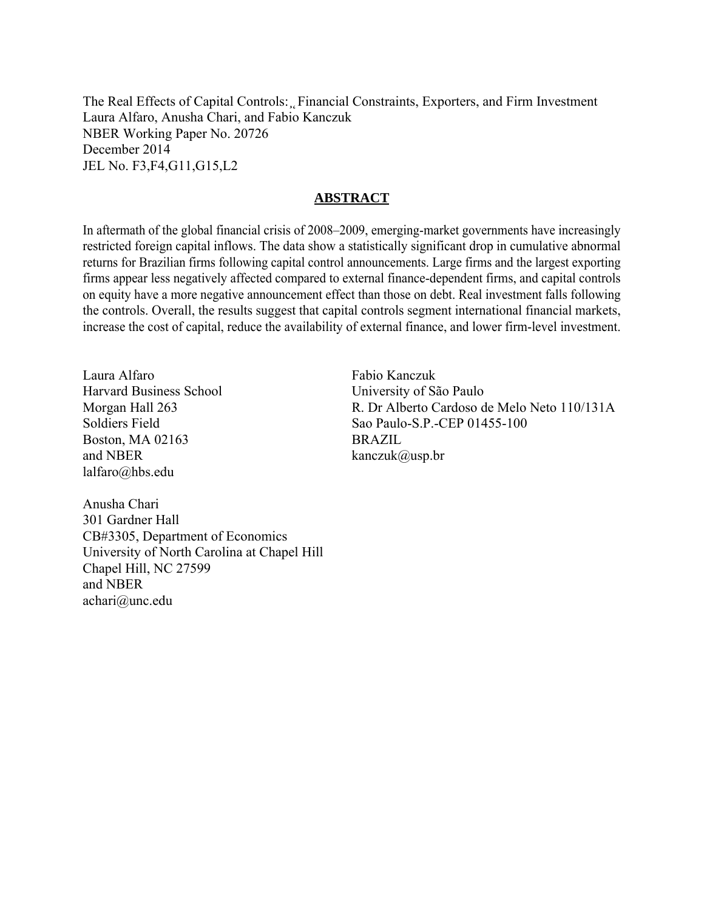The Real Effects of Capital Controls: Financial Constraints, Exporters, and Firm Investment
Laura Alfaro, Anusha Chari, and Fabio Kanczuk
NBER Working Paper No. 20726
December 2014
JEL No. F3,F4,G11,G15,L2

## ABSTRACT

In aftermath of the global financial crisis of 2008–2009, emerging-market governments have increasingly restricted foreign capital inflows. The data show a statistically significant drop in cumulative abnormal returns for Brazilian firms following capital control announcements. Large firms and the largest exporting firms appear less negatively affected compared to external finance-dependent firms, and capital controls on equity have a more negative announcement effect than those on debt. Real investment falls following the controls. Overall, the results suggest that capital controls segment international financial markets, increase the cost of capital, reduce the availability of external finance, and lower firm-level investment.

Laura Alfaro
Harvard Business School
Morgan Hall 263
Soldiers Field
Boston, MA 02163
and NBER
lalfaro@hbs.edu

Anusha Chari
301 Gardner Hall
CB#3305, Department of Economics
University of North Carolina at Chapel Hill
Chapel Hill, NC 27599
and NBER
achari@unc.edu

Fabio Kanczuk
University of São Paulo
R. Dr Alberto Cardoso de Melo Neto 110/131A
Sao Paulo-S.P.-CEP 01455-100
BRAZIL
kanczuk@usp.br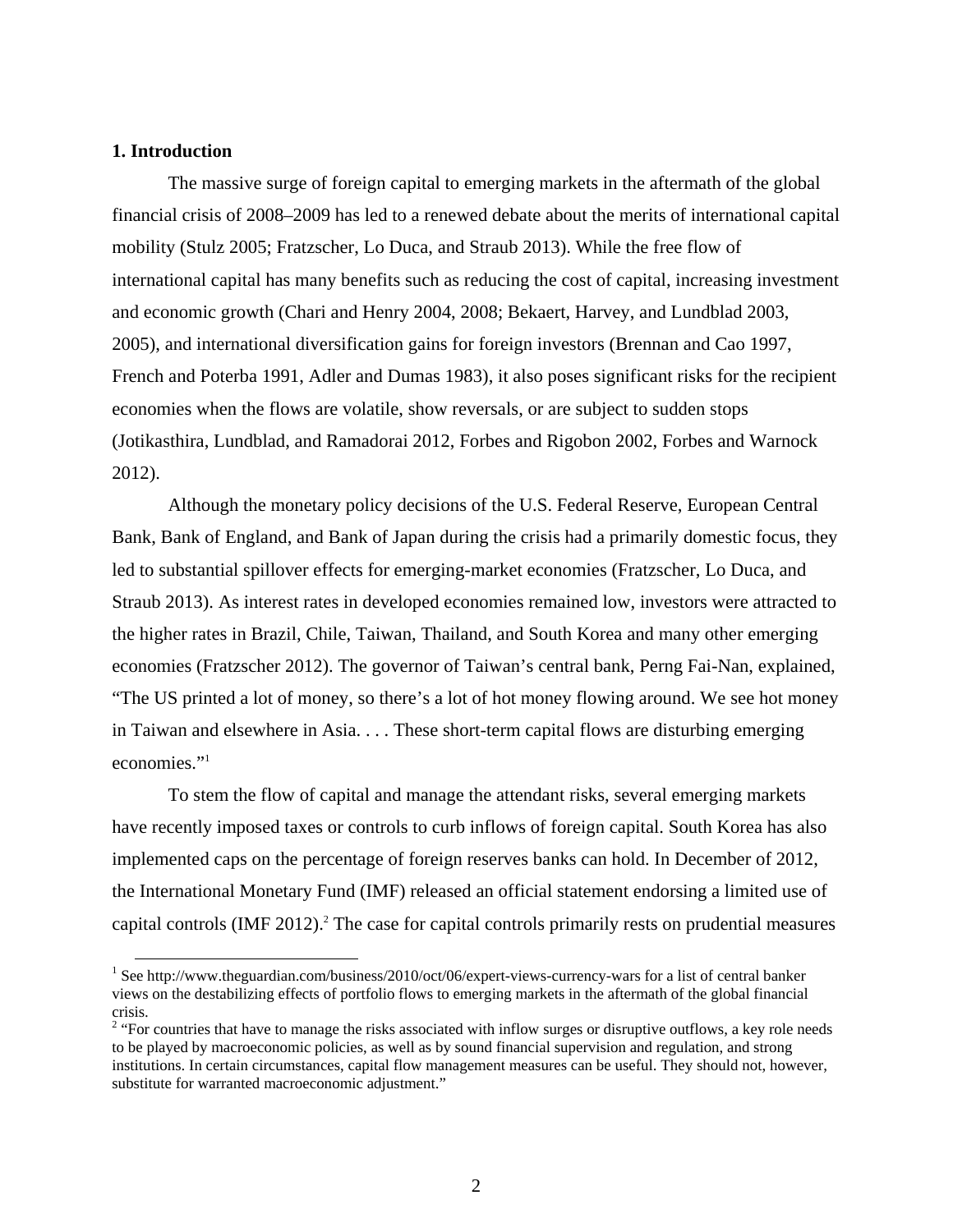## 1. Introduction

The massive surge of foreign capital to emerging markets in the aftermath of the global financial crisis of 2008–2009 has led to a renewed debate about the merits of international capital mobility (Stulz 2005; Fratzscher, Lo Duca, and Straub 2013). While the free flow of international capital has many benefits such as reducing the cost of capital, increasing investment and economic growth (Chari and Henry 2004, 2008; Bekaert, Harvey, and Lundblad 2003, 2005), and international diversification gains for foreign investors (Brennan and Cao 1997, French and Poterba 1991, Adler and Dumas 1983), it also poses significant risks for the recipient economies when the flows are volatile, show reversals, or are subject to sudden stops (Jotikasthira, Lundblad, and Ramadorai 2012, Forbes and Rigobon 2002, Forbes and Warnock 2012).

Although the monetary policy decisions of the U.S. Federal Reserve, European Central Bank, Bank of England, and Bank of Japan during the crisis had a primarily domestic focus, they led to substantial spillover effects for emerging-market economies (Fratzscher, Lo Duca, and Straub 2013). As interest rates in developed economies remained low, investors were attracted to the higher rates in Brazil, Chile, Taiwan, Thailand, and South Korea and many other emerging economies (Fratzscher 2012). The governor of Taiwan's central bank, Perng Fai-Nan, explained, "The US printed a lot of money, so there's a lot of hot money flowing around. We see hot money in Taiwan and elsewhere in Asia. . . . These short-term capital flows are disturbing emerging economies."[1]

To stem the flow of capital and manage the attendant risks, several emerging markets have recently imposed taxes or controls to curb inflows of foreign capital. South Korea has also implemented caps on the percentage of foreign reserves banks can hold. In December of 2012, the International Monetary Fund (IMF) released an official statement endorsing a limited use of capital controls (IMF 2012).[2] The case for capital controls primarily rests on prudential measures

---

[1] See http://www.theguardian.com/business/2010/oct/06/expert-views-currency-wars for a list of central banker views on the destabilizing effects of portfolio flows to emerging markets in the aftermath of the global financial crisis.

[2] "For countries that have to manage the risks associated with inflow surges or disruptive outflows, a key role needs to be played by macroeconomic policies, as well as by sound financial supervision and regulation, and strong institutions. In certain circumstances, capital flow management measures can be useful. They should not, however, substitute for warranted macroeconomic adjustment."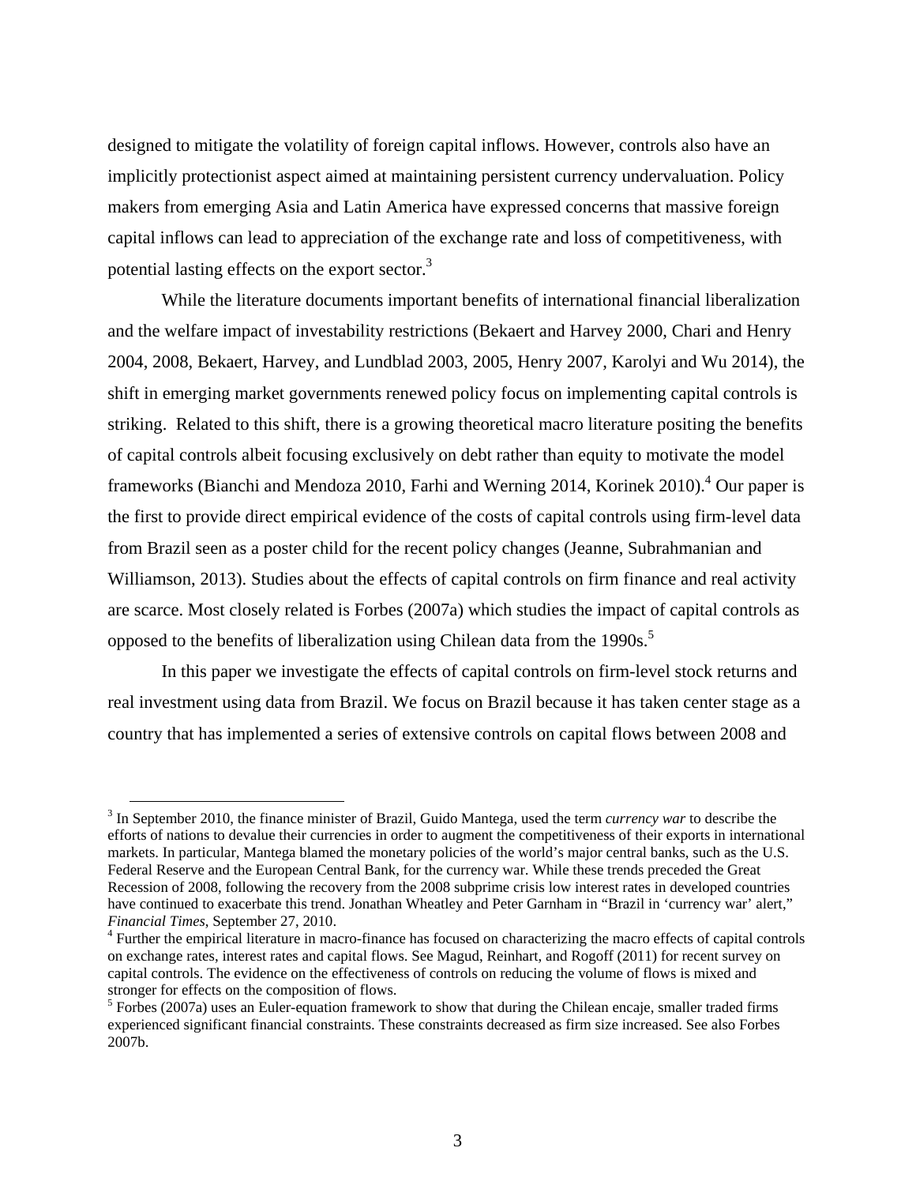designed to mitigate the volatility of foreign capital inflows. However, controls also have an implicitly protectionist aspect aimed at maintaining persistent currency undervaluation. Policy makers from emerging Asia and Latin America have expressed concerns that massive foreign capital inflows can lead to appreciation of the exchange rate and loss of competitiveness, with potential lasting effects on the export sector.[3]

While the literature documents important benefits of international financial liberalization and the welfare impact of investability restrictions (Bekaert and Harvey 2000, Chari and Henry 2004, 2008, Bekaert, Harvey, and Lundblad 2003, 2005, Henry 2007, Karolyi and Wu 2014), the shift in emerging market governments renewed policy focus on implementing capital controls is striking. Related to this shift, there is a growing theoretical macro literature positing the benefits of capital controls albeit focusing exclusively on debt rather than equity to motivate the model frameworks (Bianchi and Mendoza 2010, Farhi and Werning 2014, Korinek 2010).[4] Our paper is the first to provide direct empirical evidence of the costs of capital controls using firm-level data from Brazil seen as a poster child for the recent policy changes (Jeanne, Subrahmanian and Williamson, 2013). Studies about the effects of capital controls on firm finance and real activity are scarce. Most closely related is Forbes (2007a) which studies the impact of capital controls as opposed to the benefits of liberalization using Chilean data from the 1990s.[5]

In this paper we investigate the effects of capital controls on firm-level stock returns and real investment using data from Brazil. We focus on Brazil because it has taken center stage as a country that has implemented a series of extensive controls on capital flows between 2008 and

[3] In September 2010, the finance minister of Brazil, Guido Mantega, used the term *currency war* to describe the efforts of nations to devalue their currencies in order to augment the competitiveness of their exports in international markets. In particular, Mantega blamed the monetary policies of the world's major central banks, such as the U.S. Federal Reserve and the European Central Bank, for the currency war. While these trends preceded the Great Recession of 2008, following the recovery from the 2008 subprime crisis low interest rates in developed countries have continued to exacerbate this trend. Jonathan Wheatley and Peter Garnham in "Brazil in 'currency war' alert," *Financial Times*, September 27, 2010.

[4] Further the empirical literature in macro-finance has focused on characterizing the macro effects of capital controls on exchange rates, interest rates and capital flows. See Magud, Reinhart, and Rogoff (2011) for recent survey on capital controls. The evidence on the effectiveness of controls on reducing the volume of flows is mixed and stronger for effects on the composition of flows.

[5] Forbes (2007a) uses an Euler-equation framework to show that during the Chilean encaje, smaller traded firms experienced significant financial constraints. These constraints decreased as firm size increased. See also Forbes 2007b.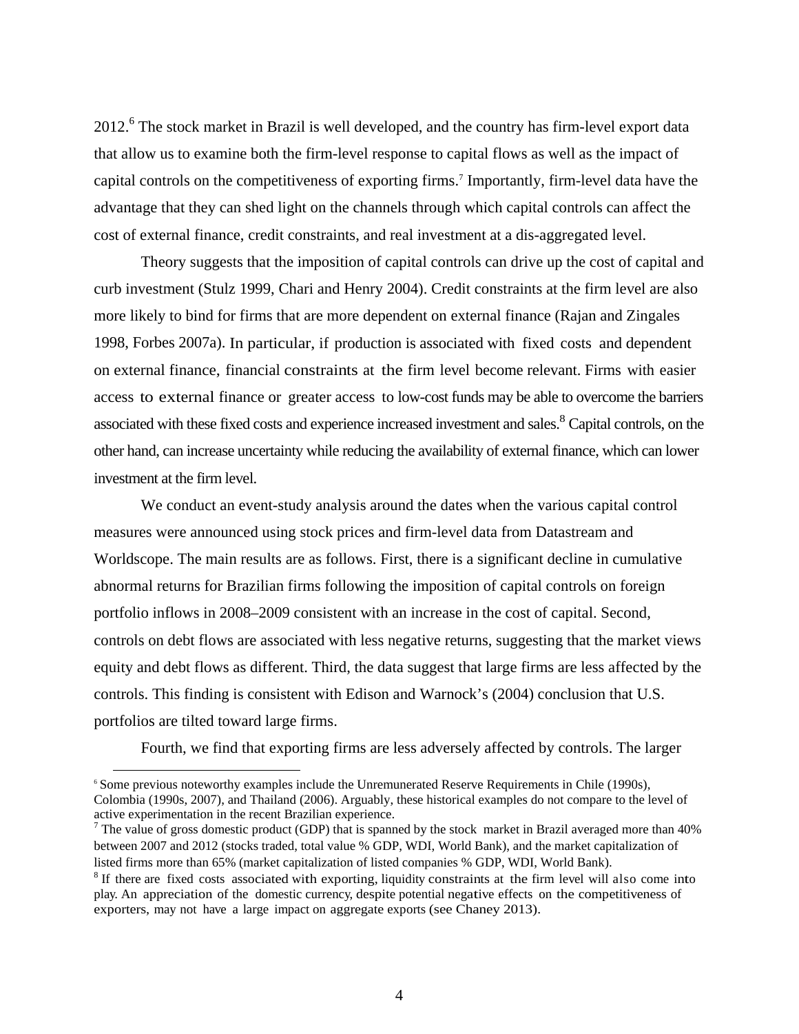2012.[6] The stock market in Brazil is well developed, and the country has firm-level export data that allow us to examine both the firm-level response to capital flows as well as the impact of capital controls on the competitiveness of exporting firms.[7] Importantly, firm-level data have the advantage that they can shed light on the channels through which capital controls can affect the cost of external finance, credit constraints, and real investment at a dis-aggregated level.

Theory suggests that the imposition of capital controls can drive up the cost of capital and curb investment (Stulz 1999, Chari and Henry 2004). Credit constraints at the firm level are also more likely to bind for firms that are more dependent on external finance (Rajan and Zingales 1998, Forbes 2007a). In particular, if production is associated with fixed costs and dependent on external finance, financial constraints at the firm level become relevant. Firms with easier access to external finance or greater access to low-cost funds may be able to overcome the barriers associated with these fixed costs and experience increased investment and sales.[8] Capital controls, on the other hand, can increase uncertainty while reducing the availability of external finance, which can lower investment at the firm level.

We conduct an event-study analysis around the dates when the various capital control measures were announced using stock prices and firm-level data from Datastream and Worldscope. The main results are as follows. First, there is a significant decline in cumulative abnormal returns for Brazilian firms following the imposition of capital controls on foreign portfolio inflows in 2008–2009 consistent with an increase in the cost of capital. Second, controls on debt flows are associated with less negative returns, suggesting that the market views equity and debt flows as different. Third, the data suggest that large firms are less affected by the controls. This finding is consistent with Edison and Warnock's (2004) conclusion that U.S. portfolios are tilted toward large firms.

Fourth, we find that exporting firms are less adversely affected by controls. The larger

---

[6] Some previous noteworthy examples include the Unremunerated Reserve Requirements in Chile (1990s), Colombia (1990s, 2007), and Thailand (2006). Arguably, these historical examples do not compare to the level of active experimentation in the recent Brazilian experience.

[7] The value of gross domestic product (GDP) that is spanned by the stock market in Brazil averaged more than 40% between 2007 and 2012 (stocks traded, total value % GDP, WDI, World Bank), and the market capitalization of listed firms more than 65% (market capitalization of listed companies % GDP, WDI, World Bank).

[8] If there are fixed costs associated with exporting, liquidity constraints at the firm level will also come into play. An appreciation of the domestic currency, despite potential negative effects on the competitiveness of exporters, may not have a large impact on aggregate exports (see Chaney 2013).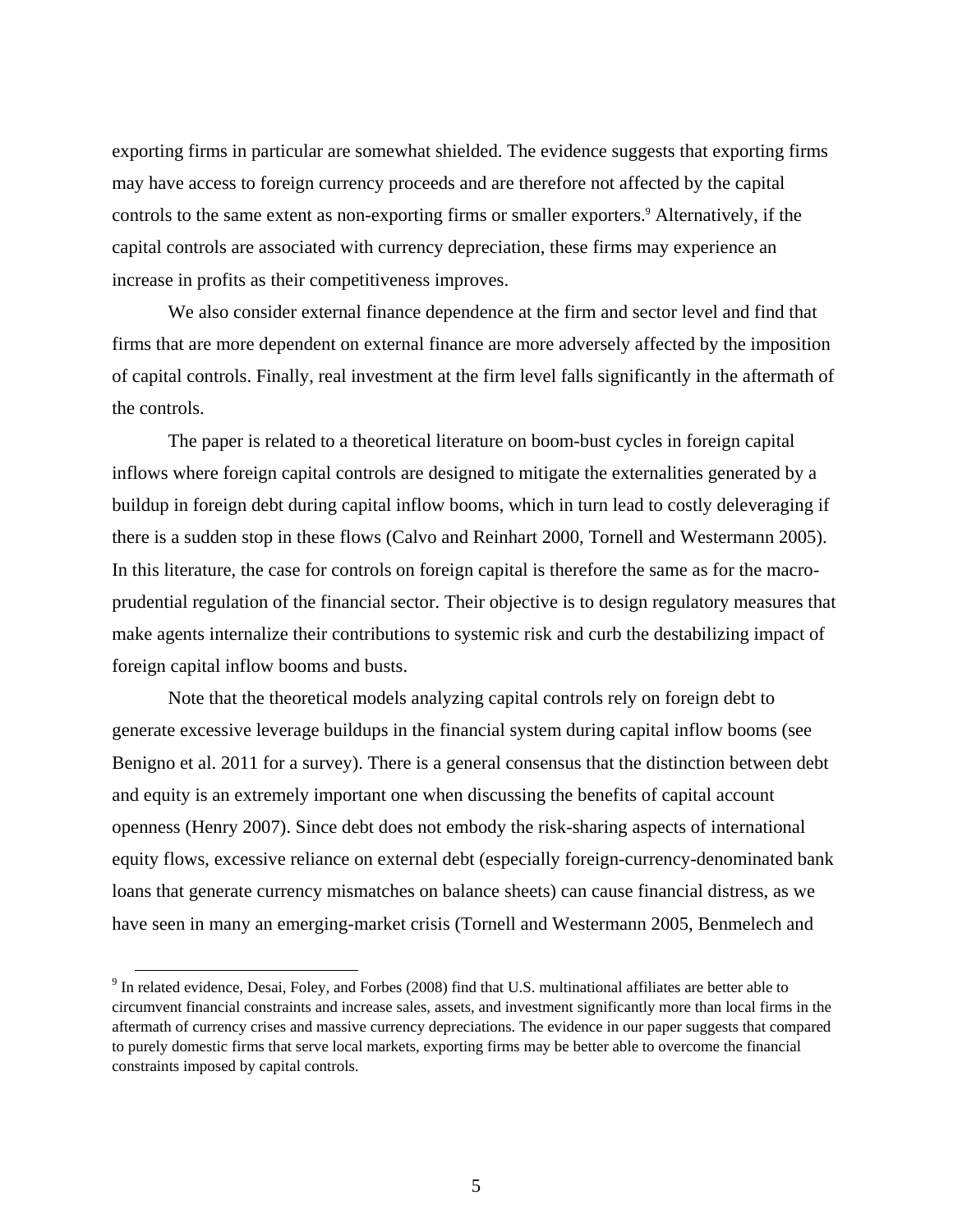exporting firms in particular are somewhat shielded. The evidence suggests that exporting firms may have access to foreign currency proceeds and are therefore not affected by the capital controls to the same extent as non-exporting firms or smaller exporters.[9] Alternatively, if the capital controls are associated with currency depreciation, these firms may experience an increase in profits as their competitiveness improves.

We also consider external finance dependence at the firm and sector level and find that firms that are more dependent on external finance are more adversely affected by the imposition of capital controls. Finally, real investment at the firm level falls significantly in the aftermath of the controls.

The paper is related to a theoretical literature on boom-bust cycles in foreign capital inflows where foreign capital controls are designed to mitigate the externalities generated by a buildup in foreign debt during capital inflow booms, which in turn lead to costly deleveraging if there is a sudden stop in these flows (Calvo and Reinhart 2000, Tornell and Westermann 2005). In this literature, the case for controls on foreign capital is therefore the same as for the macro-prudential regulation of the financial sector. Their objective is to design regulatory measures that make agents internalize their contributions to systemic risk and curb the destabilizing impact of foreign capital inflow booms and busts.

Note that the theoretical models analyzing capital controls rely on foreign debt to generate excessive leverage buildups in the financial system during capital inflow booms (see Benigno et al. 2011 for a survey). There is a general consensus that the distinction between debt and equity is an extremely important one when discussing the benefits of capital account openness (Henry 2007). Since debt does not embody the risk-sharing aspects of international equity flows, excessive reliance on external debt (especially foreign-currency-denominated bank loans that generate currency mismatches on balance sheets) can cause financial distress, as we have seen in many an emerging-market crisis (Tornell and Westermann 2005, Benmelech and

[9] In related evidence, Desai, Foley, and Forbes (2008) find that U.S. multinational affiliates are better able to circumvent financial constraints and increase sales, assets, and investment significantly more than local firms in the aftermath of currency crises and massive currency depreciations. The evidence in our paper suggests that compared to purely domestic firms that serve local markets, exporting firms may be better able to overcome the financial constraints imposed by capital controls.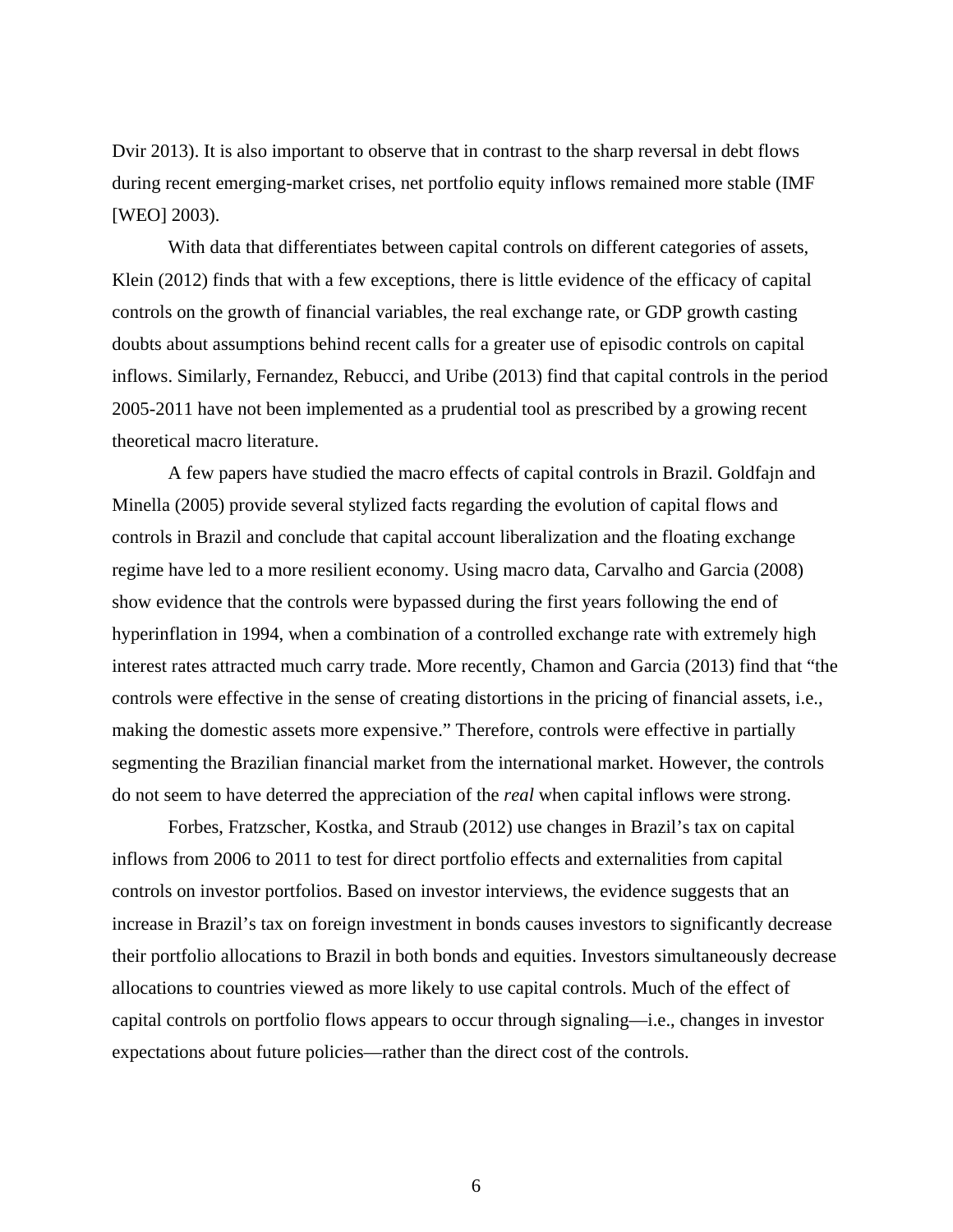Dvir 2013). It is also important to observe that in contrast to the sharp reversal in debt flows during recent emerging-market crises, net portfolio equity inflows remained more stable (IMF [WEO] 2003).

With data that differentiates between capital controls on different categories of assets, Klein (2012) finds that with a few exceptions, there is little evidence of the efficacy of capital controls on the growth of financial variables, the real exchange rate, or GDP growth casting doubts about assumptions behind recent calls for a greater use of episodic controls on capital inflows. Similarly, Fernandez, Rebucci, and Uribe (2013) find that capital controls in the period 2005-2011 have not been implemented as a prudential tool as prescribed by a growing recent theoretical macro literature.

A few papers have studied the macro effects of capital controls in Brazil. Goldfajn and Minella (2005) provide several stylized facts regarding the evolution of capital flows and controls in Brazil and conclude that capital account liberalization and the floating exchange regime have led to a more resilient economy. Using macro data, Carvalho and Garcia (2008) show evidence that the controls were bypassed during the first years following the end of hyperinflation in 1994, when a combination of a controlled exchange rate with extremely high interest rates attracted much carry trade. More recently, Chamon and Garcia (2013) find that "the controls were effective in the sense of creating distortions in the pricing of financial assets, i.e., making the domestic assets more expensive." Therefore, controls were effective in partially segmenting the Brazilian financial market from the international market. However, the controls do not seem to have deterred the appreciation of the *real* when capital inflows were strong.

Forbes, Fratzscher, Kostka, and Straub (2012) use changes in Brazil's tax on capital inflows from 2006 to 2011 to test for direct portfolio effects and externalities from capital controls on investor portfolios. Based on investor interviews, the evidence suggests that an increase in Brazil's tax on foreign investment in bonds causes investors to significantly decrease their portfolio allocations to Brazil in both bonds and equities. Investors simultaneously decrease allocations to countries viewed as more likely to use capital controls. Much of the effect of capital controls on portfolio flows appears to occur through signaling—i.e., changes in investor expectations about future policies—rather than the direct cost of the controls.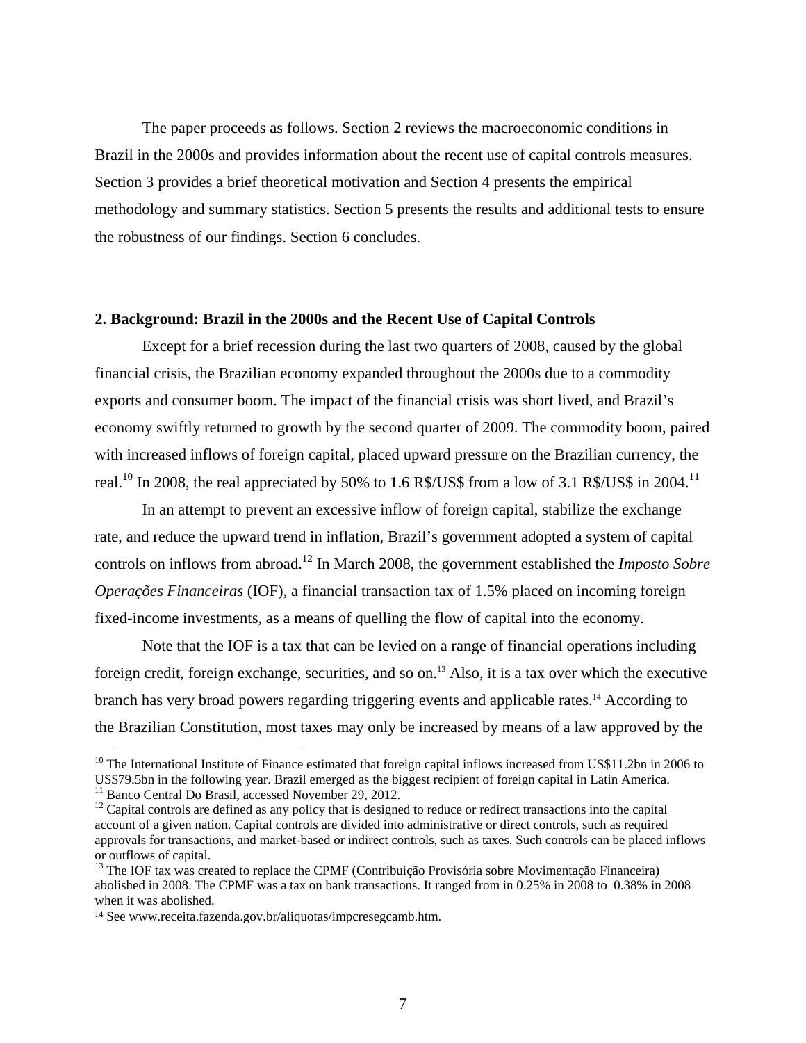The paper proceeds as follows. Section 2 reviews the macroeconomic conditions in Brazil in the 2000s and provides information about the recent use of capital controls measures. Section 3 provides a brief theoretical motivation and Section 4 presents the empirical methodology and summary statistics. Section 5 presents the results and additional tests to ensure the robustness of our findings. Section 6 concludes.

## 2. Background: Brazil in the 2000s and the Recent Use of Capital Controls

Except for a brief recession during the last two quarters of 2008, caused by the global financial crisis, the Brazilian economy expanded throughout the 2000s due to a commodity exports and consumer boom. The impact of the financial crisis was short lived, and Brazil's economy swiftly returned to growth by the second quarter of 2009. The commodity boom, paired with increased inflows of foreign capital, placed upward pressure on the Brazilian currency, the real.[10] In 2008, the real appreciated by 50% to 1.6 R$/US$ from a low of 3.1 R$/US$ in 2004.[11]

In an attempt to prevent an excessive inflow of foreign capital, stabilize the exchange rate, and reduce the upward trend in inflation, Brazil's government adopted a system of capital controls on inflows from abroad.[12] In March 2008, the government established the *Imposto Sobre Operações Financeiras* (IOF), a financial transaction tax of 1.5% placed on incoming foreign fixed-income investments, as a means of quelling the flow of capital into the economy.

Note that the IOF is a tax that can be levied on a range of financial operations including foreign credit, foreign exchange, securities, and so on.[13] Also, it is a tax over which the executive branch has very broad powers regarding triggering events and applicable rates.[14] According to the Brazilian Constitution, most taxes may only be increased by means of a law approved by the

---

[10] The International Institute of Finance estimated that foreign capital inflows increased from US$11.2bn in 2006 to US$79.5bn in the following year. Brazil emerged as the biggest recipient of foreign capital in Latin America.

[11] Banco Central Do Brasil, accessed November 29, 2012.

[12] Capital controls are defined as any policy that is designed to reduce or redirect transactions into the capital account of a given nation. Capital controls are divided into administrative or direct controls, such as required approvals for transactions, and market-based or indirect controls, such as taxes. Such controls can be placed inflows or outflows of capital.

[13] The IOF tax was created to replace the CPMF (Contribuição Provisória sobre Movimentação Financeira) abolished in 2008. The CPMF was a tax on bank transactions. It ranged from in 0.25% in 2008 to 0.38% in 2008 when it was abolished.

[14] See www.receita.fazenda.gov.br/aliquotas/impcresegcamb.htm.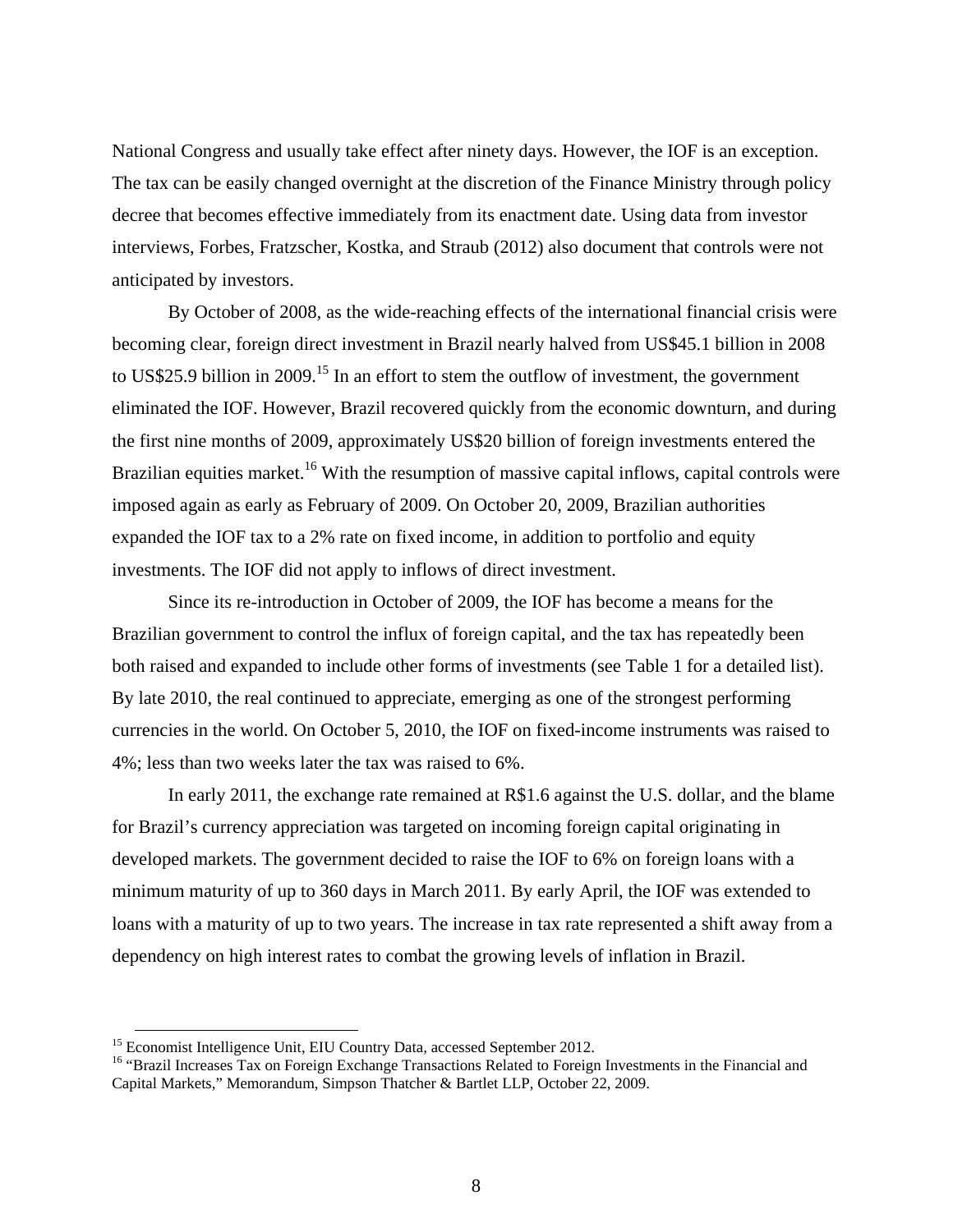National Congress and usually take effect after ninety days. However, the IOF is an exception. The tax can be easily changed overnight at the discretion of the Finance Ministry through policy decree that becomes effective immediately from its enactment date. Using data from investor interviews, Forbes, Fratzscher, Kostka, and Straub (2012) also document that controls were not anticipated by investors.

By October of 2008, as the wide-reaching effects of the international financial crisis were becoming clear, foreign direct investment in Brazil nearly halved from US$45.1 billion in 2008 to US$25.9 billion in 2009.[15] In an effort to stem the outflow of investment, the government eliminated the IOF. However, Brazil recovered quickly from the economic downturn, and during the first nine months of 2009, approximately US$20 billion of foreign investments entered the Brazilian equities market.[16] With the resumption of massive capital inflows, capital controls were imposed again as early as February of 2009. On October 20, 2009, Brazilian authorities expanded the IOF tax to a 2% rate on fixed income, in addition to portfolio and equity investments. The IOF did not apply to inflows of direct investment.

Since its re-introduction in October of 2009, the IOF has become a means for the Brazilian government to control the influx of foreign capital, and the tax has repeatedly been both raised and expanded to include other forms of investments (see Table 1 for a detailed list). By late 2010, the real continued to appreciate, emerging as one of the strongest performing currencies in the world. On October 5, 2010, the IOF on fixed-income instruments was raised to 4%; less than two weeks later the tax was raised to 6%.

In early 2011, the exchange rate remained at R$1.6 against the U.S. dollar, and the blame for Brazil's currency appreciation was targeted on incoming foreign capital originating in developed markets. The government decided to raise the IOF to 6% on foreign loans with a minimum maturity of up to 360 days in March 2011. By early April, the IOF was extended to loans with a maturity of up to two years. The increase in tax rate represented a shift away from a dependency on high interest rates to combat the growing levels of inflation in Brazil.

[15] Economist Intelligence Unit, EIU Country Data, accessed September 2012.

[16] "Brazil Increases Tax on Foreign Exchange Transactions Related to Foreign Investments in the Financial and Capital Markets," Memorandum, Simpson Thatcher & Bartlet LLP, October 22, 2009.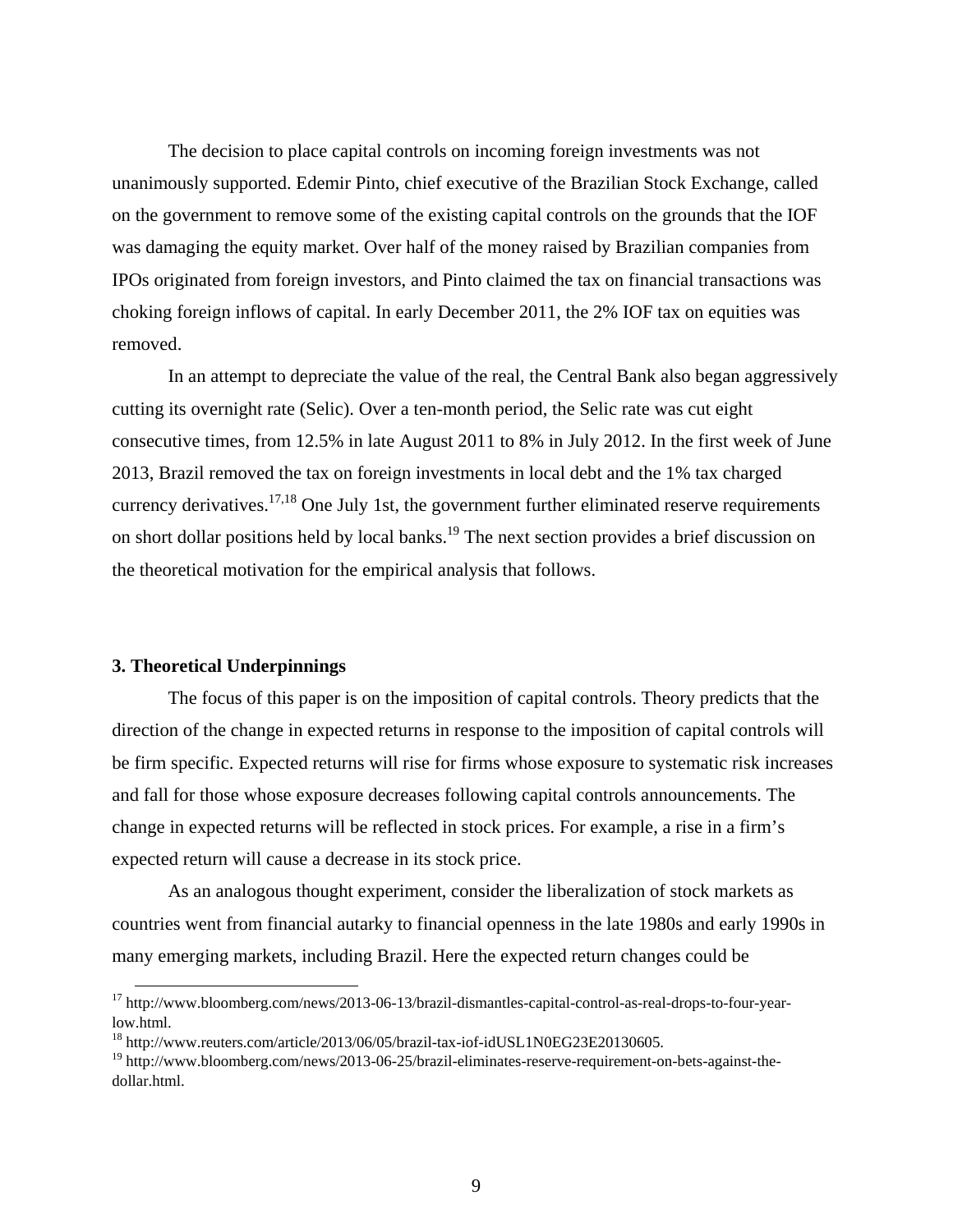The decision to place capital controls on incoming foreign investments was not unanimously supported. Edemir Pinto, chief executive of the Brazilian Stock Exchange, called on the government to remove some of the existing capital controls on the grounds that the IOF was damaging the equity market. Over half of the money raised by Brazilian companies from IPOs originated from foreign investors, and Pinto claimed the tax on financial transactions was choking foreign inflows of capital. In early December 2011, the 2% IOF tax on equities was removed.

In an attempt to depreciate the value of the real, the Central Bank also began aggressively cutting its overnight rate (Selic). Over a ten-month period, the Selic rate was cut eight consecutive times, from 12.5% in late August 2011 to 8% in July 2012. In the first week of June 2013, Brazil removed the tax on foreign investments in local debt and the 1% tax charged currency derivatives.[17,18] One July 1st, the government further eliminated reserve requirements on short dollar positions held by local banks.[19] The next section provides a brief discussion on the theoretical motivation for the empirical analysis that follows.

## 3. Theoretical Underpinnings

The focus of this paper is on the imposition of capital controls. Theory predicts that the direction of the change in expected returns in response to the imposition of capital controls will be firm specific. Expected returns will rise for firms whose exposure to systematic risk increases and fall for those whose exposure decreases following capital controls announcements. The change in expected returns will be reflected in stock prices. For example, a rise in a firm's expected return will cause a decrease in its stock price.

As an analogous thought experiment, consider the liberalization of stock markets as countries went from financial autarky to financial openness in the late 1980s and early 1990s in many emerging markets, including Brazil. Here the expected return changes could be

---

[17] http://www.bloomberg.com/news/2013-06-13/brazil-dismantles-capital-control-as-real-drops-to-four-year-low.html.

[18] http://www.reuters.com/article/2013/06/05/brazil-tax-iof-idUSL1N0EG23E20130605.

[19] http://www.bloomberg.com/news/2013-06-25/brazil-eliminates-reserve-requirement-on-bets-against-the-dollar.html.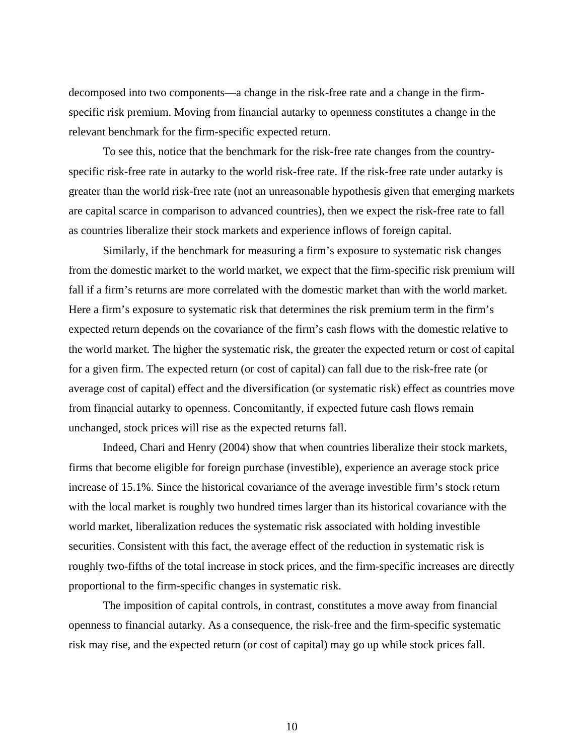decomposed into two components—a change in the risk-free rate and a change in the firm-specific risk premium. Moving from financial autarky to openness constitutes a change in the relevant benchmark for the firm-specific expected return.

To see this, notice that the benchmark for the risk-free rate changes from the country-specific risk-free rate in autarky to the world risk-free rate. If the risk-free rate under autarky is greater than the world risk-free rate (not an unreasonable hypothesis given that emerging markets are capital scarce in comparison to advanced countries), then we expect the risk-free rate to fall as countries liberalize their stock markets and experience inflows of foreign capital.

Similarly, if the benchmark for measuring a firm's exposure to systematic risk changes from the domestic market to the world market, we expect that the firm-specific risk premium will fall if a firm's returns are more correlated with the domestic market than with the world market. Here a firm's exposure to systematic risk that determines the risk premium term in the firm's expected return depends on the covariance of the firm's cash flows with the domestic relative to the world market. The higher the systematic risk, the greater the expected return or cost of capital for a given firm. The expected return (or cost of capital) can fall due to the risk-free rate (or average cost of capital) effect and the diversification (or systematic risk) effect as countries move from financial autarky to openness. Concomitantly, if expected future cash flows remain unchanged, stock prices will rise as the expected returns fall.

Indeed, Chari and Henry (2004) show that when countries liberalize their stock markets, firms that become eligible for foreign purchase (investible), experience an average stock price increase of 15.1%. Since the historical covariance of the average investible firm's stock return with the local market is roughly two hundred times larger than its historical covariance with the world market, liberalization reduces the systematic risk associated with holding investible securities. Consistent with this fact, the average effect of the reduction in systematic risk is roughly two-fifths of the total increase in stock prices, and the firm-specific increases are directly proportional to the firm-specific changes in systematic risk.

The imposition of capital controls, in contrast, constitutes a move away from financial openness to financial autarky. As a consequence, the risk-free and the firm-specific systematic risk may rise, and the expected return (or cost of capital) may go up while stock prices fall.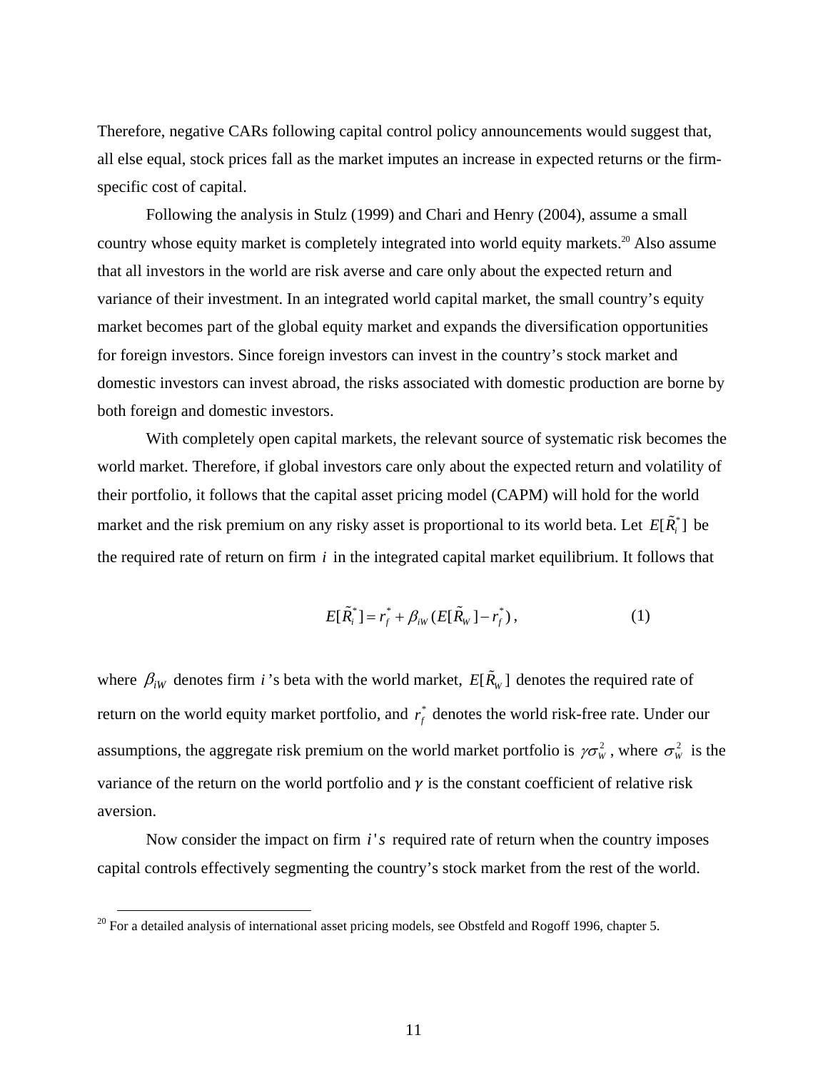Therefore, negative CARs following capital control policy announcements would suggest that, all else equal, stock prices fall as the market imputes an increase in expected returns or the firm-specific cost of capital.

Following the analysis in Stulz (1999) and Chari and Henry (2004), assume a small country whose equity market is completely integrated into world equity markets.[20] Also assume that all investors in the world are risk averse and care only about the expected return and variance of their investment. In an integrated world capital market, the small country's equity market becomes part of the global equity market and expands the diversification opportunities for foreign investors. Since foreign investors can invest in the country's stock market and domestic investors can invest abroad, the risks associated with domestic production are borne by both foreign and domestic investors.

With completely open capital markets, the relevant source of systematic risk becomes the world market. Therefore, if global investors care only about the expected return and volatility of their portfolio, it follows that the capital asset pricing model (CAPM) will hold for the world market and the risk premium on any risky asset is proportional to its world beta. Let $E[\tilde{R}_i^*]$ be the required rate of return on firm $i$ in the integrated capital market equilibrium. It follows that

$$E[\tilde{R}_i^*] = r_f^* + \beta_{iW}(E[\tilde{R}_W] - r_f^*), \qquad (1)$$

where $\beta_{iW}$ denotes firm $i$'s beta with the world market, $E[\tilde{R}_W]$ denotes the required rate of return on the world equity market portfolio, and $r_f^*$ denotes the world risk-free rate. Under our assumptions, the aggregate risk premium on the world market portfolio is $\gamma\sigma_W^2$, where $\sigma_W^2$ is the variance of the return on the world portfolio and $\gamma$ is the constant coefficient of relative risk aversion.

Now consider the impact on firm $i's$ required rate of return when the country imposes capital controls effectively segmenting the country's stock market from the rest of the world.

[20] For a detailed analysis of international asset pricing models, see Obstfeld and Rogoff 1996, chapter 5.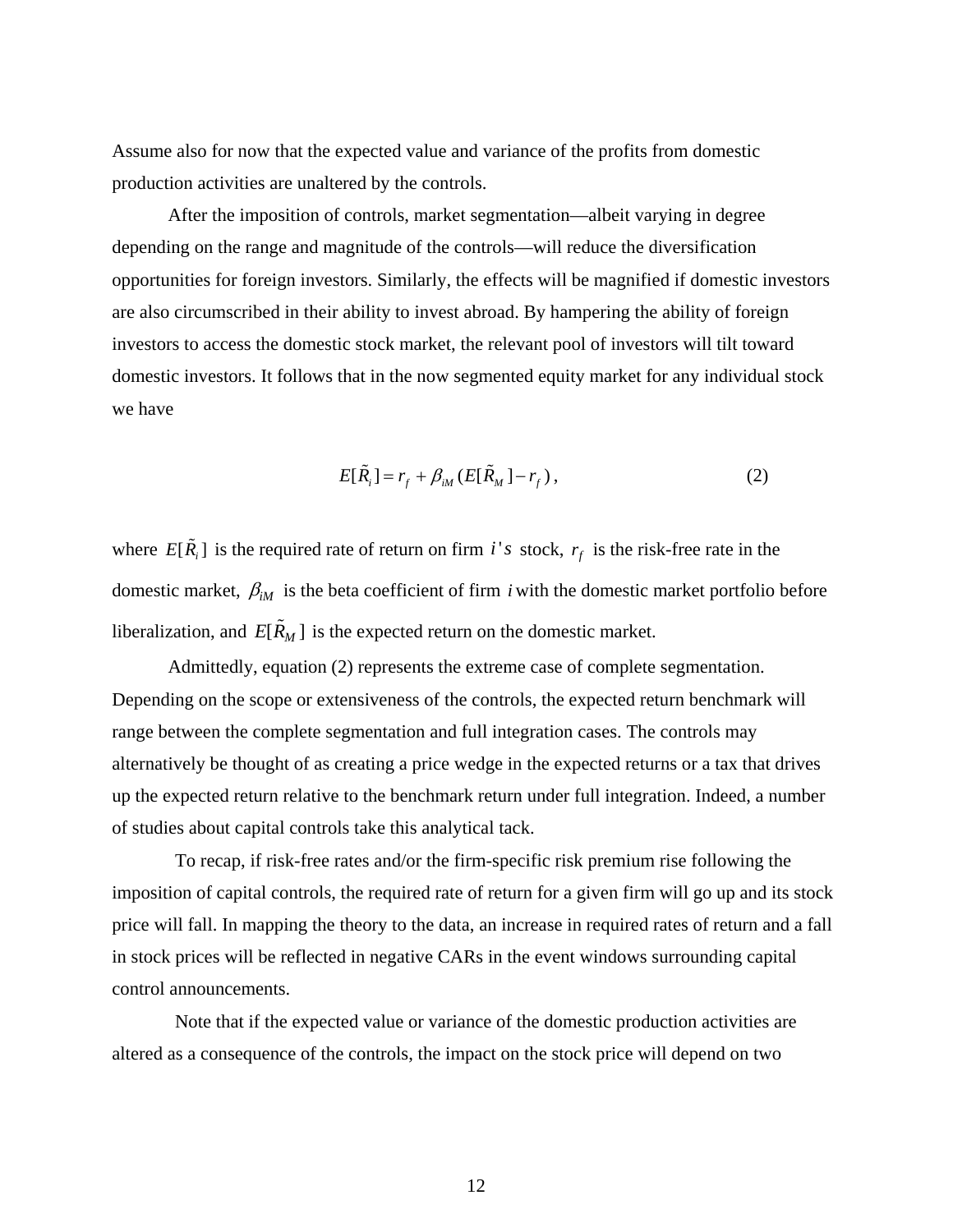Assume also for now that the expected value and variance of the profits from domestic production activities are unaltered by the controls.

After the imposition of controls, market segmentation—albeit varying in degree depending on the range and magnitude of the controls—will reduce the diversification opportunities for foreign investors. Similarly, the effects will be magnified if domestic investors are also circumscribed in their ability to invest abroad. By hampering the ability of foreign investors to access the domestic stock market, the relevant pool of investors will tilt toward domestic investors. It follows that in the now segmented equity market for any individual stock we have

$$E[\tilde{R}_i] = r_f + \beta_{iM}(E[\tilde{R}_M] - r_f), \tag{2}$$

where $E[\tilde{R}_i]$ is the required rate of return on firm $i's$ stock, $r_f$ is the risk-free rate in the domestic market, $\beta_{iM}$ is the beta coefficient of firm $i$ with the domestic market portfolio before liberalization, and $E[\tilde{R}_M]$ is the expected return on the domestic market.

Admittedly, equation (2) represents the extreme case of complete segmentation. Depending on the scope or extensiveness of the controls, the expected return benchmark will range between the complete segmentation and full integration cases. The controls may alternatively be thought of as creating a price wedge in the expected returns or a tax that drives up the expected return relative to the benchmark return under full integration. Indeed, a number of studies about capital controls take this analytical tack.

To recap, if risk-free rates and/or the firm-specific risk premium rise following the imposition of capital controls, the required rate of return for a given firm will go up and its stock price will fall. In mapping the theory to the data, an increase in required rates of return and a fall in stock prices will be reflected in negative CARs in the event windows surrounding capital control announcements.

Note that if the expected value or variance of the domestic production activities are altered as a consequence of the controls, the impact on the stock price will depend on two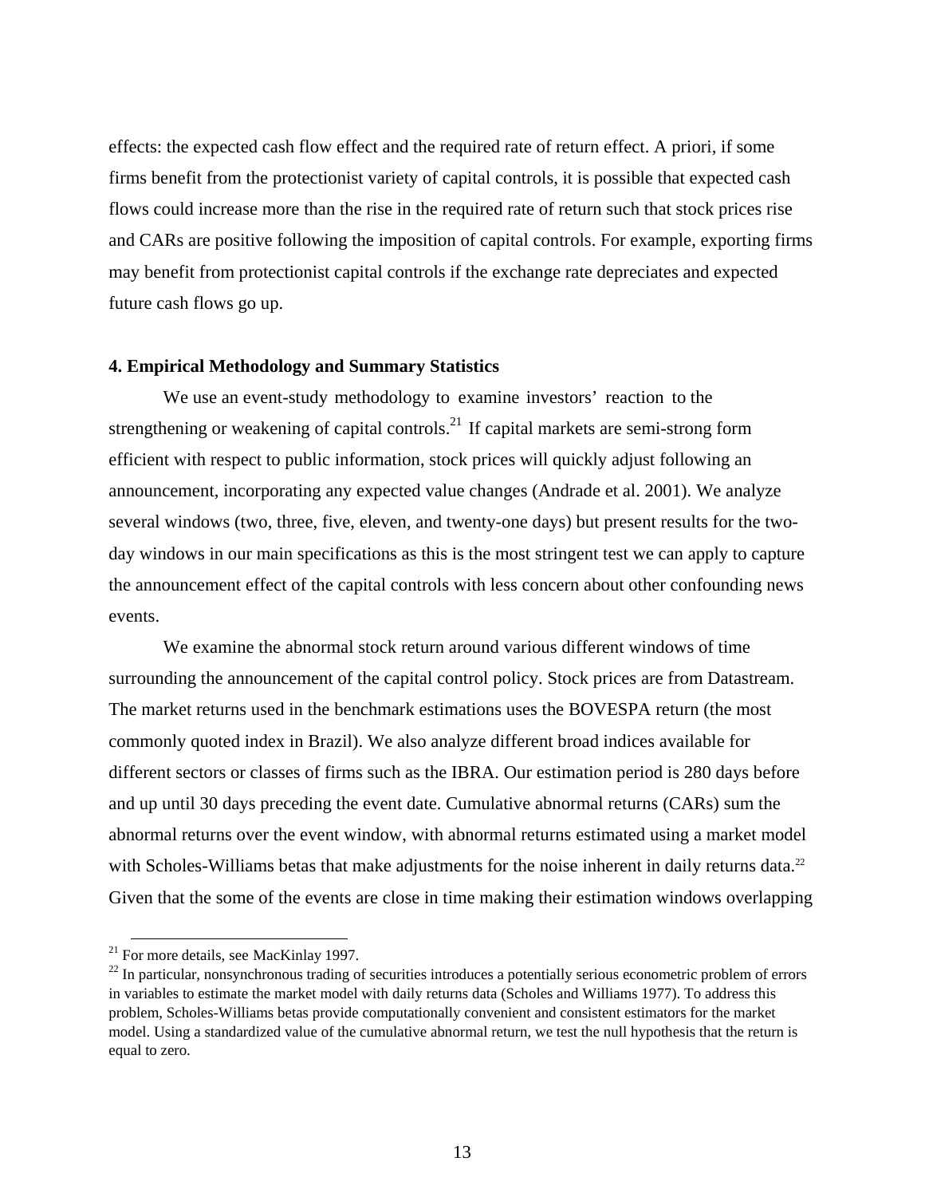effects: the expected cash flow effect and the required rate of return effect. A priori, if some firms benefit from the protectionist variety of capital controls, it is possible that expected cash flows could increase more than the rise in the required rate of return such that stock prices rise and CARs are positive following the imposition of capital controls. For example, exporting firms may benefit from protectionist capital controls if the exchange rate depreciates and expected future cash flows go up.

### 4. Empirical Methodology and Summary Statistics

We use an event-study methodology to examine investors' reaction to the strengthening or weakening of capital controls.[21] If capital markets are semi-strong form efficient with respect to public information, stock prices will quickly adjust following an announcement, incorporating any expected value changes (Andrade et al. 2001). We analyze several windows (two, three, five, eleven, and twenty-one days) but present results for the two-day windows in our main specifications as this is the most stringent test we can apply to capture the announcement effect of the capital controls with less concern about other confounding news events.

We examine the abnormal stock return around various different windows of time surrounding the announcement of the capital control policy. Stock prices are from Datastream. The market returns used in the benchmark estimations uses the BOVESPA return (the most commonly quoted index in Brazil). We also analyze different broad indices available for different sectors or classes of firms such as the IBRA. Our estimation period is 280 days before and up until 30 days preceding the event date. Cumulative abnormal returns (CARs) sum the abnormal returns over the event window, with abnormal returns estimated using a market model with Scholes-Williams betas that make adjustments for the noise inherent in daily returns data.[22] Given that the some of the events are close in time making their estimation windows overlapping

[21] For more details, see MacKinlay 1997.

[22] In particular, nonsynchronous trading of securities introduces a potentially serious econometric problem of errors in variables to estimate the market model with daily returns data (Scholes and Williams 1977). To address this problem, Scholes-Williams betas provide computationally convenient and consistent estimators for the market model. Using a standardized value of the cumulative abnormal return, we test the null hypothesis that the return is equal to zero.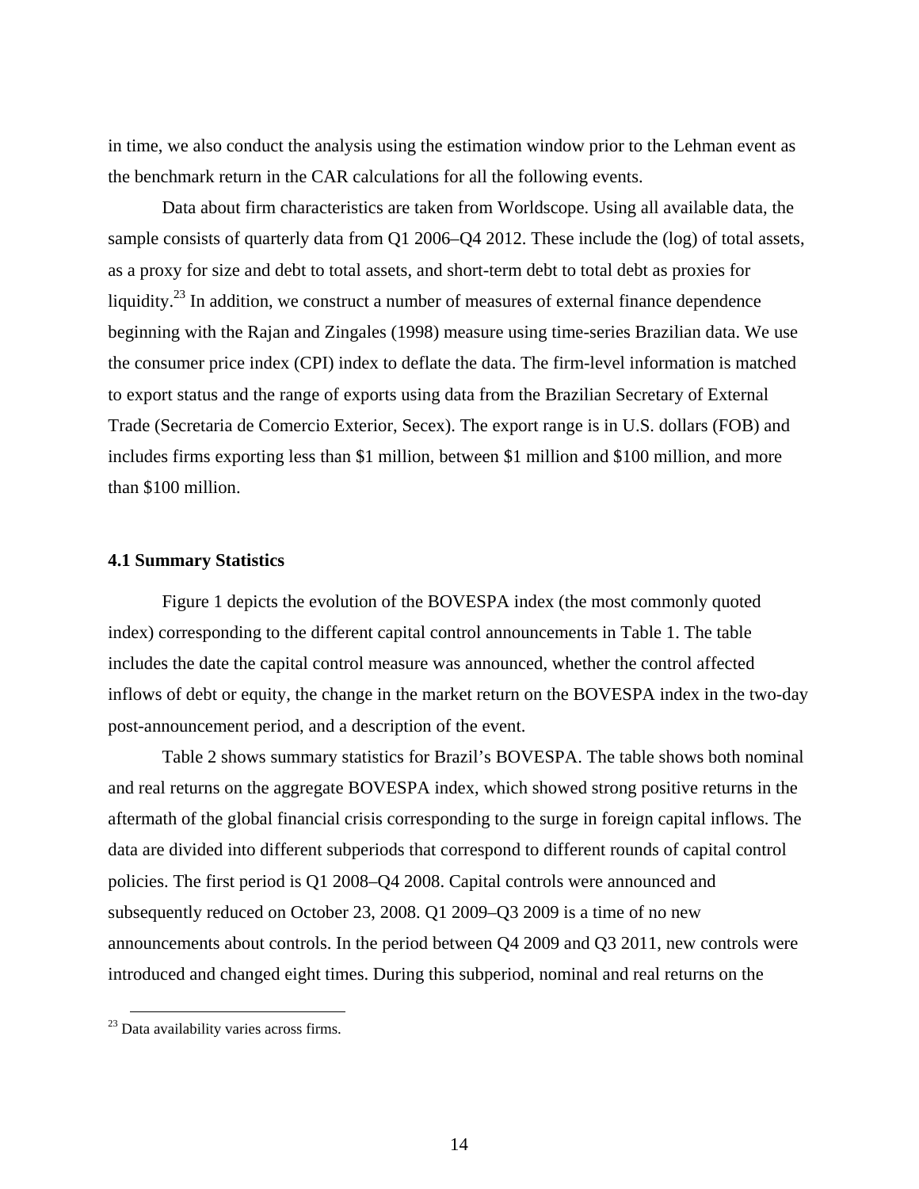in time, we also conduct the analysis using the estimation window prior to the Lehman event as the benchmark return in the CAR calculations for all the following events.

Data about firm characteristics are taken from Worldscope. Using all available data, the sample consists of quarterly data from Q1 2006–Q4 2012. These include the (log) of total assets, as a proxy for size and debt to total assets, and short-term debt to total debt as proxies for liquidity.[23] In addition, we construct a number of measures of external finance dependence beginning with the Rajan and Zingales (1998) measure using time-series Brazilian data. We use the consumer price index (CPI) index to deflate the data. The firm-level information is matched to export status and the range of exports using data from the Brazilian Secretary of External Trade (Secretaria de Comercio Exterior, Secex). The export range is in U.S. dollars (FOB) and includes firms exporting less than \$1 million, between \$1 million and \$100 million, and more than \$100 million.

### 4.1 Summary Statistics

Figure 1 depicts the evolution of the BOVESPA index (the most commonly quoted index) corresponding to the different capital control announcements in Table 1. The table includes the date the capital control measure was announced, whether the control affected inflows of debt or equity, the change in the market return on the BOVESPA index in the two-day post-announcement period, and a description of the event.

Table 2 shows summary statistics for Brazil's BOVESPA. The table shows both nominal and real returns on the aggregate BOVESPA index, which showed strong positive returns in the aftermath of the global financial crisis corresponding to the surge in foreign capital inflows. The data are divided into different subperiods that correspond to different rounds of capital control policies. The first period is Q1 2008–Q4 2008. Capital controls were announced and subsequently reduced on October 23, 2008. Q1 2009–Q3 2009 is a time of no new announcements about controls. In the period between Q4 2009 and Q3 2011, new controls were introduced and changed eight times. During this subperiod, nominal and real returns on the

[23] Data availability varies across firms.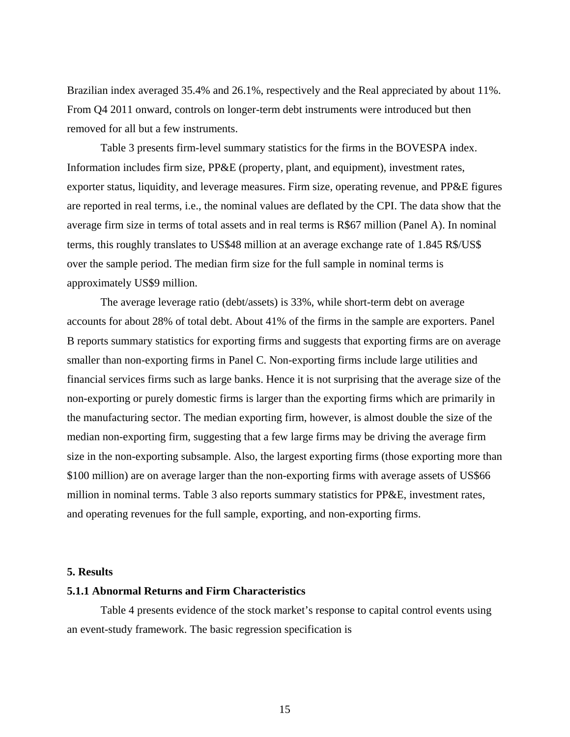Brazilian index averaged 35.4% and 26.1%, respectively and the Real appreciated by about 11%. From Q4 2011 onward, controls on longer-term debt instruments were introduced but then removed for all but a few instruments.

Table 3 presents firm-level summary statistics for the firms in the BOVESPA index. Information includes firm size, PP&E (property, plant, and equipment), investment rates, exporter status, liquidity, and leverage measures. Firm size, operating revenue, and PP&E figures are reported in real terms, i.e., the nominal values are deflated by the CPI. The data show that the average firm size in terms of total assets and in real terms is R$67 million (Panel A). In nominal terms, this roughly translates to US$48 million at an average exchange rate of 1.845 R$/US$ over the sample period. The median firm size for the full sample in nominal terms is approximately US$9 million.

The average leverage ratio (debt/assets) is 33%, while short-term debt on average accounts for about 28% of total debt. About 41% of the firms in the sample are exporters. Panel B reports summary statistics for exporting firms and suggests that exporting firms are on average smaller than non-exporting firms in Panel C. Non-exporting firms include large utilities and financial services firms such as large banks. Hence it is not surprising that the average size of the non-exporting or purely domestic firms is larger than the exporting firms which are primarily in the manufacturing sector. The median exporting firm, however, is almost double the size of the median non-exporting firm, suggesting that a few large firms may be driving the average firm size in the non-exporting subsample. Also, the largest exporting firms (those exporting more than $100 million) are on average larger than the non-exporting firms with average assets of US$66 million in nominal terms. Table 3 also reports summary statistics for PP&E, investment rates, and operating revenues for the full sample, exporting, and non-exporting firms.

## 5. Results

### 5.1.1 Abnormal Returns and Firm Characteristics

Table 4 presents evidence of the stock market's response to capital control events using an event-study framework. The basic regression specification is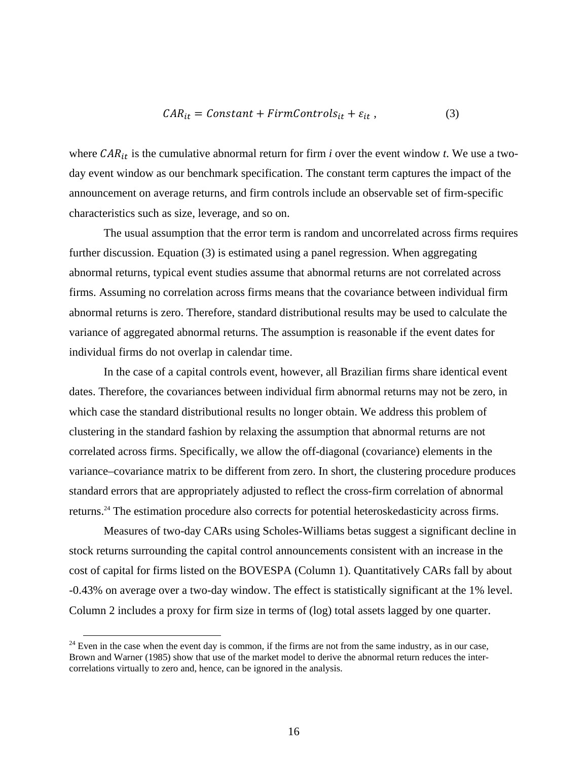$$CAR_{it} = Constant + FirmControls_{it} + \varepsilon_{it} \,, \tag{3}$$

where $CAR_{it}$ is the cumulative abnormal return for firm *i* over the event window *t*. We use a two-day event window as our benchmark specification. The constant term captures the impact of the announcement on average returns, and firm controls include an observable set of firm-specific characteristics such as size, leverage, and so on.

The usual assumption that the error term is random and uncorrelated across firms requires further discussion. Equation (3) is estimated using a panel regression. When aggregating abnormal returns, typical event studies assume that abnormal returns are not correlated across firms. Assuming no correlation across firms means that the covariance between individual firm abnormal returns is zero. Therefore, standard distributional results may be used to calculate the variance of aggregated abnormal returns. The assumption is reasonable if the event dates for individual firms do not overlap in calendar time.

In the case of a capital controls event, however, all Brazilian firms share identical event dates. Therefore, the covariances between individual firm abnormal returns may not be zero, in which case the standard distributional results no longer obtain. We address this problem of clustering in the standard fashion by relaxing the assumption that abnormal returns are not correlated across firms. Specifically, we allow the off-diagonal (covariance) elements in the variance–covariance matrix to be different from zero. In short, the clustering procedure produces standard errors that are appropriately adjusted to reflect the cross-firm correlation of abnormal returns.[24] The estimation procedure also corrects for potential heteroskedasticity across firms.

Measures of two-day CARs using Scholes-Williams betas suggest a significant decline in stock returns surrounding the capital control announcements consistent with an increase in the cost of capital for firms listed on the BOVESPA (Column 1). Quantitatively CARs fall by about -0.43% on average over a two-day window. The effect is statistically significant at the 1% level. Column 2 includes a proxy for firm size in terms of (log) total assets lagged by one quarter.

[24] Even in the case when the event day is common, if the firms are not from the same industry, as in our case, Brown and Warner (1985) show that use of the market model to derive the abnormal return reduces the inter-correlations virtually to zero and, hence, can be ignored in the analysis.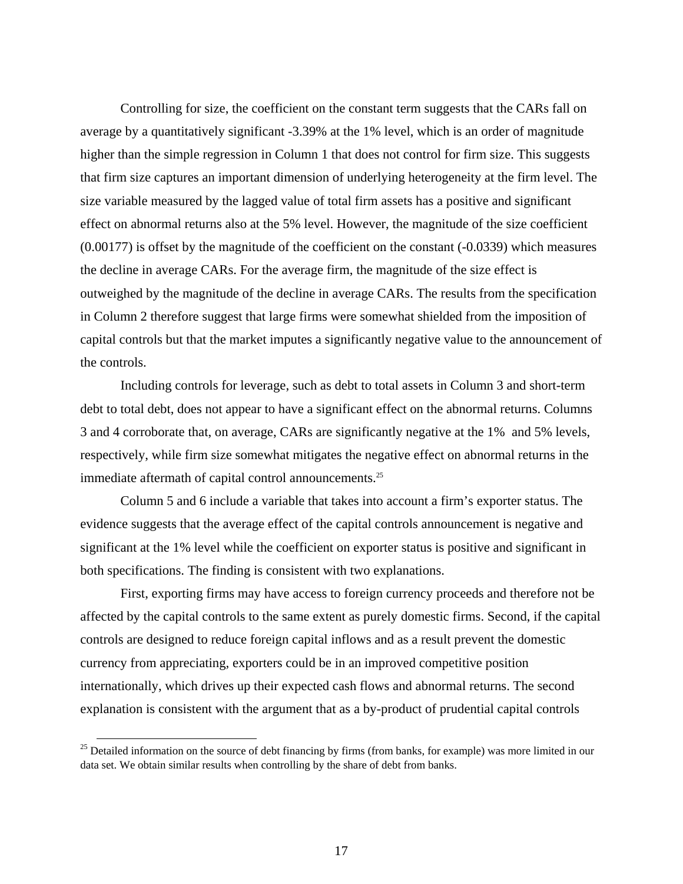Controlling for size, the coefficient on the constant term suggests that the CARs fall on average by a quantitatively significant -3.39% at the 1% level, which is an order of magnitude higher than the simple regression in Column 1 that does not control for firm size. This suggests that firm size captures an important dimension of underlying heterogeneity at the firm level. The size variable measured by the lagged value of total firm assets has a positive and significant effect on abnormal returns also at the 5% level. However, the magnitude of the size coefficient (0.00177) is offset by the magnitude of the coefficient on the constant (-0.0339) which measures the decline in average CARs. For the average firm, the magnitude of the size effect is outweighed by the magnitude of the decline in average CARs. The results from the specification in Column 2 therefore suggest that large firms were somewhat shielded from the imposition of capital controls but that the market imputes a significantly negative value to the announcement of the controls.

Including controls for leverage, such as debt to total assets in Column 3 and short-term debt to total debt, does not appear to have a significant effect on the abnormal returns. Columns 3 and 4 corroborate that, on average, CARs are significantly negative at the 1% and 5% levels, respectively, while firm size somewhat mitigates the negative effect on abnormal returns in the immediate aftermath of capital control announcements.[25]

Column 5 and 6 include a variable that takes into account a firm's exporter status. The evidence suggests that the average effect of the capital controls announcement is negative and significant at the 1% level while the coefficient on exporter status is positive and significant in both specifications. The finding is consistent with two explanations.

First, exporting firms may have access to foreign currency proceeds and therefore not be affected by the capital controls to the same extent as purely domestic firms. Second, if the capital controls are designed to reduce foreign capital inflows and as a result prevent the domestic currency from appreciating, exporters could be in an improved competitive position internationally, which drives up their expected cash flows and abnormal returns. The second explanation is consistent with the argument that as a by-product of prudential capital controls

[25] Detailed information on the source of debt financing by firms (from banks, for example) was more limited in our data set. We obtain similar results when controlling by the share of debt from banks.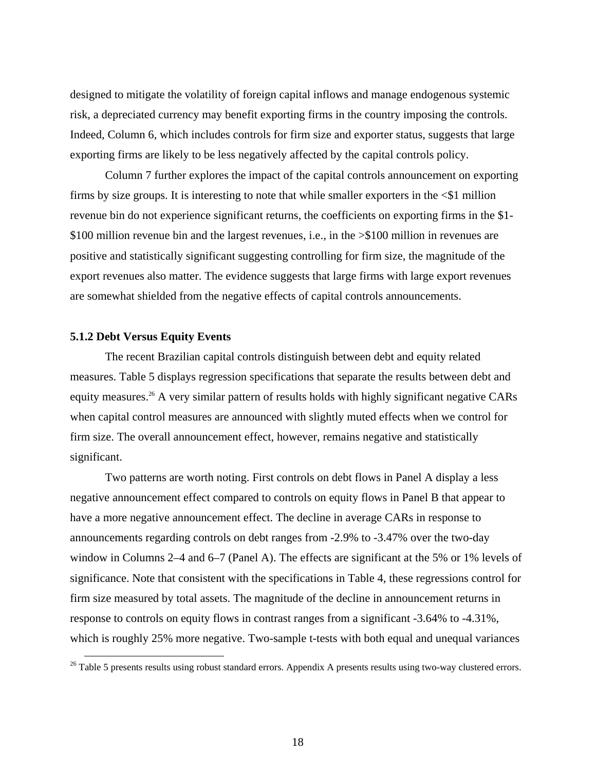designed to mitigate the volatility of foreign capital inflows and manage endogenous systemic risk, a depreciated currency may benefit exporting firms in the country imposing the controls. Indeed, Column 6, which includes controls for firm size and exporter status, suggests that large exporting firms are likely to be less negatively affected by the capital controls policy.

Column 7 further explores the impact of the capital controls announcement on exporting firms by size groups. It is interesting to note that while smaller exporters in the <$1 million revenue bin do not experience significant returns, the coefficients on exporting firms in the $1-$100 million revenue bin and the largest revenues, i.e., in the >$100 million in revenues are positive and statistically significant suggesting controlling for firm size, the magnitude of the export revenues also matter. The evidence suggests that large firms with large export revenues are somewhat shielded from the negative effects of capital controls announcements.

### 5.1.2 Debt Versus Equity Events

The recent Brazilian capital controls distinguish between debt and equity related measures. Table 5 displays regression specifications that separate the results between debt and equity measures.[26] A very similar pattern of results holds with highly significant negative CARs when capital control measures are announced with slightly muted effects when we control for firm size. The overall announcement effect, however, remains negative and statistically significant.

Two patterns are worth noting. First controls on debt flows in Panel A display a less negative announcement effect compared to controls on equity flows in Panel B that appear to have a more negative announcement effect. The decline in average CARs in response to announcements regarding controls on debt ranges from -2.9% to -3.47% over the two-day window in Columns 2–4 and 6–7 (Panel A). The effects are significant at the 5% or 1% levels of significance. Note that consistent with the specifications in Table 4, these regressions control for firm size measured by total assets. The magnitude of the decline in announcement returns in response to controls on equity flows in contrast ranges from a significant -3.64% to -4.31%, which is roughly 25% more negative. Two-sample t-tests with both equal and unequal variances

[26] Table 5 presents results using robust standard errors. Appendix A presents results using two-way clustered errors.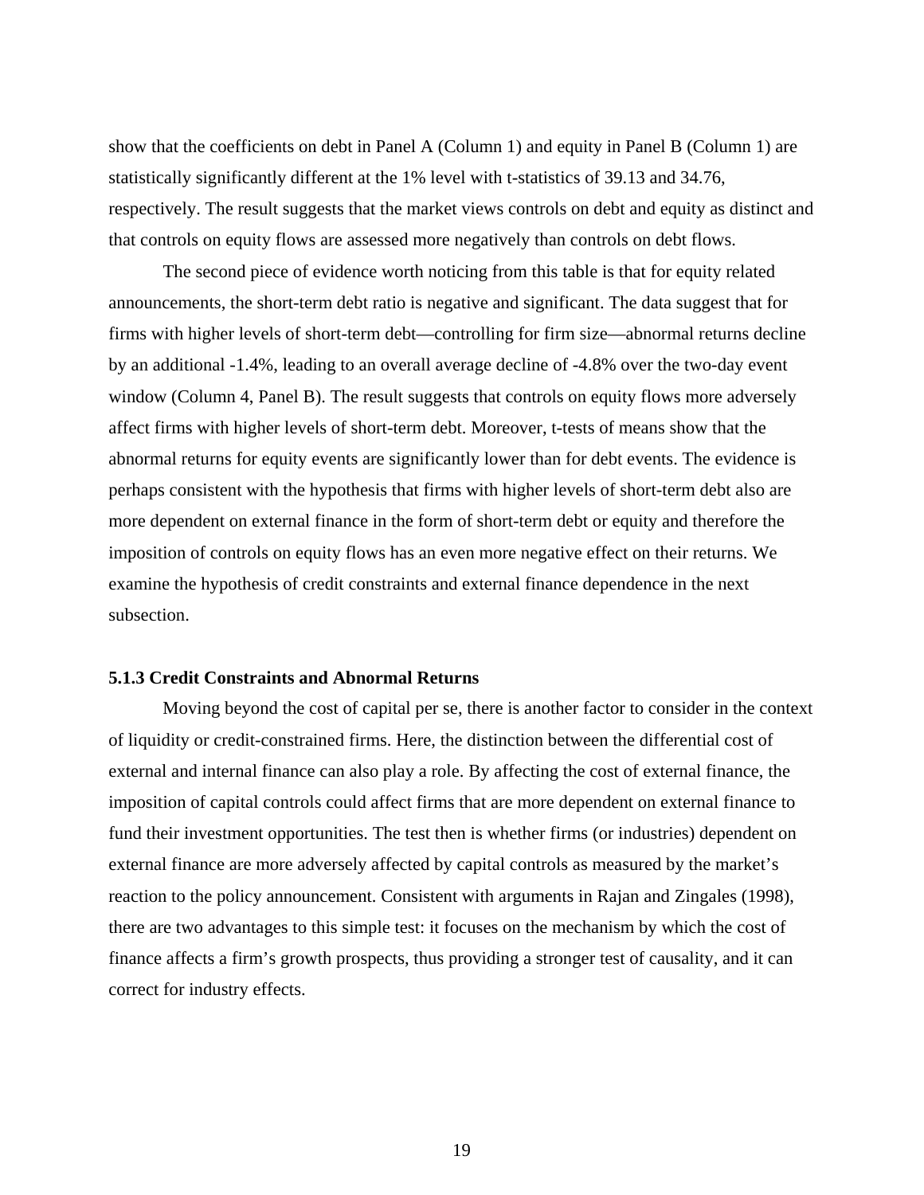show that the coefficients on debt in Panel A (Column 1) and equity in Panel B (Column 1) are statistically significantly different at the 1% level with t-statistics of 39.13 and 34.76, respectively. The result suggests that the market views controls on debt and equity as distinct and that controls on equity flows are assessed more negatively than controls on debt flows.

The second piece of evidence worth noticing from this table is that for equity related announcements, the short-term debt ratio is negative and significant. The data suggest that for firms with higher levels of short-term debt—controlling for firm size—abnormal returns decline by an additional -1.4%, leading to an overall average decline of -4.8% over the two-day event window (Column 4, Panel B). The result suggests that controls on equity flows more adversely affect firms with higher levels of short-term debt. Moreover, t-tests of means show that the abnormal returns for equity events are significantly lower than for debt events. The evidence is perhaps consistent with the hypothesis that firms with higher levels of short-term debt also are more dependent on external finance in the form of short-term debt or equity and therefore the imposition of controls on equity flows has an even more negative effect on their returns. We examine the hypothesis of credit constraints and external finance dependence in the next subsection.

### 5.1.3 Credit Constraints and Abnormal Returns

Moving beyond the cost of capital per se, there is another factor to consider in the context of liquidity or credit-constrained firms. Here, the distinction between the differential cost of external and internal finance can also play a role. By affecting the cost of external finance, the imposition of capital controls could affect firms that are more dependent on external finance to fund their investment opportunities. The test then is whether firms (or industries) dependent on external finance are more adversely affected by capital controls as measured by the market's reaction to the policy announcement. Consistent with arguments in Rajan and Zingales (1998), there are two advantages to this simple test: it focuses on the mechanism by which the cost of finance affects a firm's growth prospects, thus providing a stronger test of causality, and it can correct for industry effects.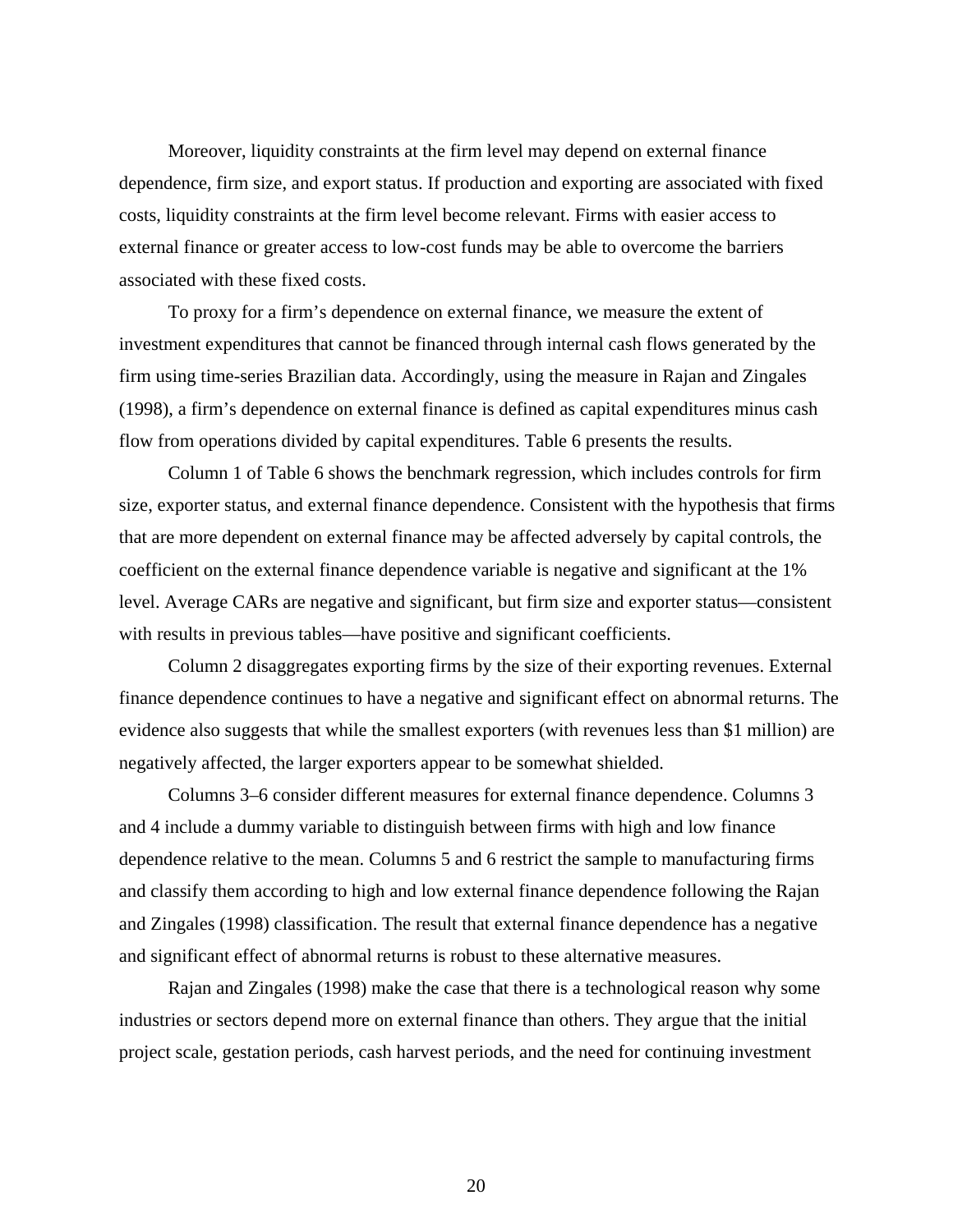Moreover, liquidity constraints at the firm level may depend on external finance dependence, firm size, and export status. If production and exporting are associated with fixed costs, liquidity constraints at the firm level become relevant. Firms with easier access to external finance or greater access to low-cost funds may be able to overcome the barriers associated with these fixed costs.

To proxy for a firm's dependence on external finance, we measure the extent of investment expenditures that cannot be financed through internal cash flows generated by the firm using time-series Brazilian data. Accordingly, using the measure in Rajan and Zingales (1998), a firm's dependence on external finance is defined as capital expenditures minus cash flow from operations divided by capital expenditures. Table 6 presents the results.

Column 1 of Table 6 shows the benchmark regression, which includes controls for firm size, exporter status, and external finance dependence. Consistent with the hypothesis that firms that are more dependent on external finance may be affected adversely by capital controls, the coefficient on the external finance dependence variable is negative and significant at the 1% level. Average CARs are negative and significant, but firm size and exporter status—consistent with results in previous tables—have positive and significant coefficients.

Column 2 disaggregates exporting firms by the size of their exporting revenues. External finance dependence continues to have a negative and significant effect on abnormal returns. The evidence also suggests that while the smallest exporters (with revenues less than $1 million) are negatively affected, the larger exporters appear to be somewhat shielded.

Columns 3–6 consider different measures for external finance dependence. Columns 3 and 4 include a dummy variable to distinguish between firms with high and low finance dependence relative to the mean. Columns 5 and 6 restrict the sample to manufacturing firms and classify them according to high and low external finance dependence following the Rajan and Zingales (1998) classification. The result that external finance dependence has a negative and significant effect of abnormal returns is robust to these alternative measures.

Rajan and Zingales (1998) make the case that there is a technological reason why some industries or sectors depend more on external finance than others. They argue that the initial project scale, gestation periods, cash harvest periods, and the need for continuing investment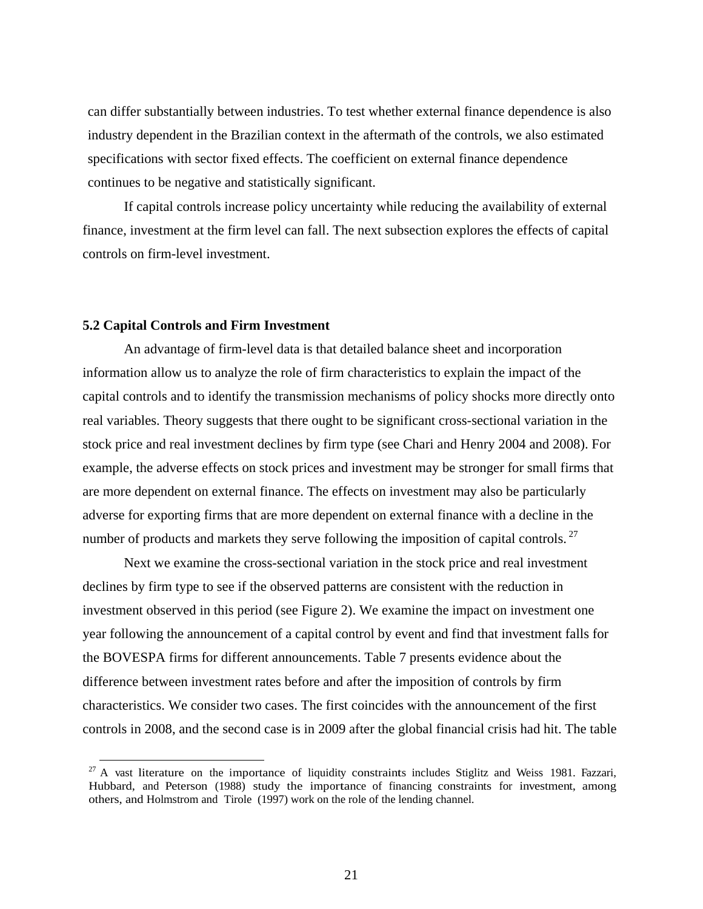can differ substantially between industries. To test whether external finance dependence is also industry dependent in the Brazilian context in the aftermath of the controls, we also estimated specifications with sector fixed effects. The coefficient on external finance dependence continues to be negative and statistically significant.

If capital controls increase policy uncertainty while reducing the availability of external finance, investment at the firm level can fall. The next subsection explores the effects of capital controls on firm-level investment.

### 5.2 Capital Controls and Firm Investment

An advantage of firm-level data is that detailed balance sheet and incorporation information allow us to analyze the role of firm characteristics to explain the impact of the capital controls and to identify the transmission mechanisms of policy shocks more directly onto real variables. Theory suggests that there ought to be significant cross-sectional variation in the stock price and real investment declines by firm type (see Chari and Henry 2004 and 2008). For example, the adverse effects on stock prices and investment may be stronger for small firms that are more dependent on external finance. The effects on investment may also be particularly adverse for exporting firms that are more dependent on external finance with a decline in the number of products and markets they serve following the imposition of capital controls.[27]

Next we examine the cross-sectional variation in the stock price and real investment declines by firm type to see if the observed patterns are consistent with the reduction in investment observed in this period (see Figure 2). We examine the impact on investment one year following the announcement of a capital control by event and find that investment falls for the BOVESPA firms for different announcements. Table 7 presents evidence about the difference between investment rates before and after the imposition of controls by firm characteristics. We consider two cases. The first coincides with the announcement of the first controls in 2008, and the second case is in 2009 after the global financial crisis had hit. The table

[27] A vast literature on the importance of liquidity constraints includes Stiglitz and Weiss 1981. Fazzari, Hubbard, and Peterson (1988) study the importance of financing constraints for investment, among others, and Holmstrom and Tirole (1997) work on the role of the lending channel.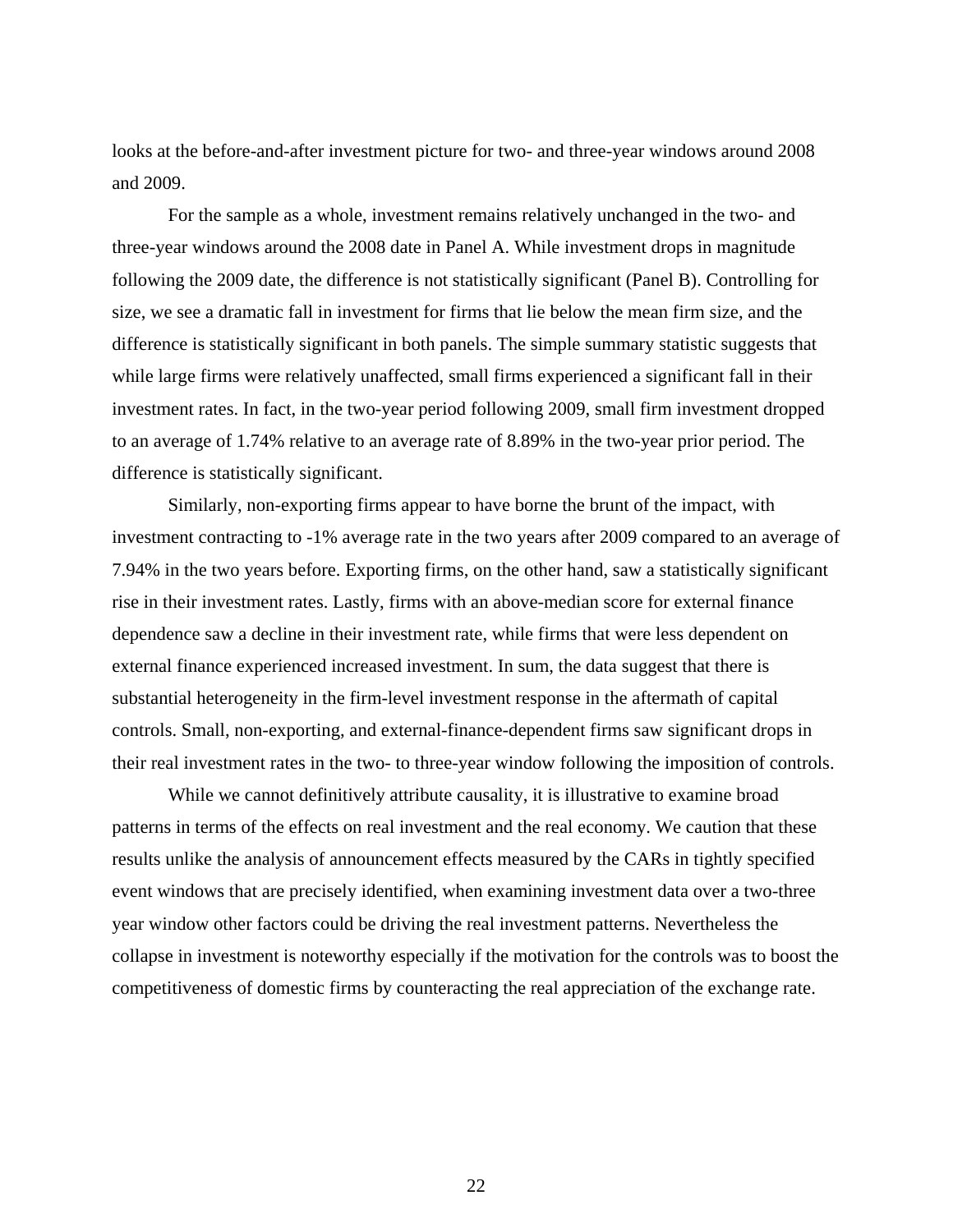looks at the before-and-after investment picture for two- and three-year windows around 2008 and 2009.

For the sample as a whole, investment remains relatively unchanged in the two- and three-year windows around the 2008 date in Panel A. While investment drops in magnitude following the 2009 date, the difference is not statistically significant (Panel B). Controlling for size, we see a dramatic fall in investment for firms that lie below the mean firm size, and the difference is statistically significant in both panels. The simple summary statistic suggests that while large firms were relatively unaffected, small firms experienced a significant fall in their investment rates. In fact, in the two-year period following 2009, small firm investment dropped to an average of 1.74% relative to an average rate of 8.89% in the two-year prior period. The difference is statistically significant.

Similarly, non-exporting firms appear to have borne the brunt of the impact, with investment contracting to -1% average rate in the two years after 2009 compared to an average of 7.94% in the two years before. Exporting firms, on the other hand, saw a statistically significant rise in their investment rates. Lastly, firms with an above-median score for external finance dependence saw a decline in their investment rate, while firms that were less dependent on external finance experienced increased investment. In sum, the data suggest that there is substantial heterogeneity in the firm-level investment response in the aftermath of capital controls. Small, non-exporting, and external-finance-dependent firms saw significant drops in their real investment rates in the two- to three-year window following the imposition of controls.

While we cannot definitively attribute causality, it is illustrative to examine broad patterns in terms of the effects on real investment and the real economy. We caution that these results unlike the analysis of announcement effects measured by the CARs in tightly specified event windows that are precisely identified, when examining investment data over a two-three year window other factors could be driving the real investment patterns. Nevertheless the collapse in investment is noteworthy especially if the motivation for the controls was to boost the competitiveness of domestic firms by counteracting the real appreciation of the exchange rate.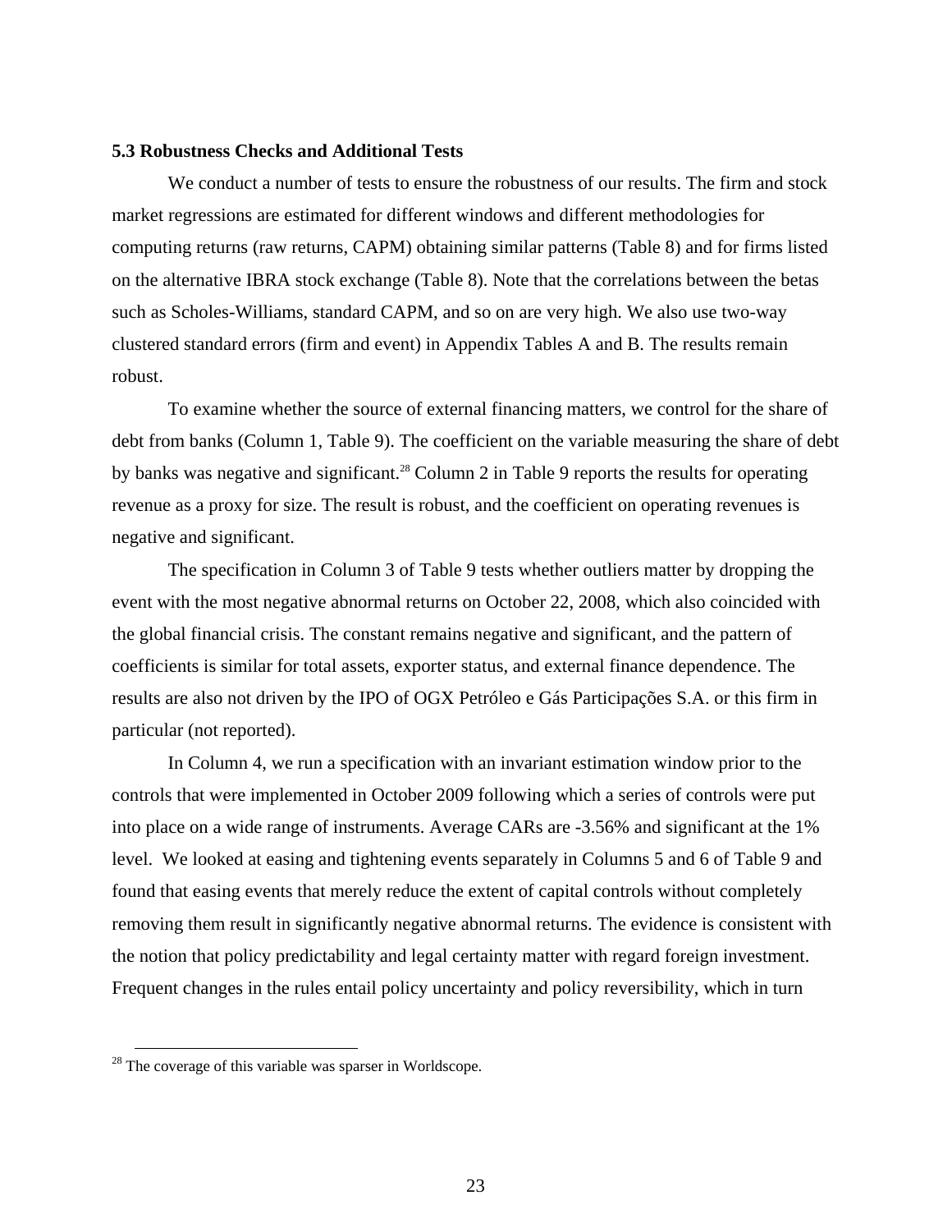### 5.3 Robustness Checks and Additional Tests

We conduct a number of tests to ensure the robustness of our results. The firm and stock market regressions are estimated for different windows and different methodologies for computing returns (raw returns, CAPM) obtaining similar patterns (Table 8) and for firms listed on the alternative IBRA stock exchange (Table 8). Note that the correlations between the betas such as Scholes-Williams, standard CAPM, and so on are very high. We also use two-way clustered standard errors (firm and event) in Appendix Tables A and B. The results remain robust.

To examine whether the source of external financing matters, we control for the share of debt from banks (Column 1, Table 9). The coefficient on the variable measuring the share of debt by banks was negative and significant.[28] Column 2 in Table 9 reports the results for operating revenue as a proxy for size. The result is robust, and the coefficient on operating revenues is negative and significant.

The specification in Column 3 of Table 9 tests whether outliers matter by dropping the event with the most negative abnormal returns on October 22, 2008, which also coincided with the global financial crisis. The constant remains negative and significant, and the pattern of coefficients is similar for total assets, exporter status, and external finance dependence. The results are also not driven by the IPO of OGX Petróleo e Gás Participações S.A. or this firm in particular (not reported).

In Column 4, we run a specification with an invariant estimation window prior to the controls that were implemented in October 2009 following which a series of controls were put into place on a wide range of instruments. Average CARs are -3.56% and significant at the 1% level. We looked at easing and tightening events separately in Columns 5 and 6 of Table 9 and found that easing events that merely reduce the extent of capital controls without completely removing them result in significantly negative abnormal returns. The evidence is consistent with the notion that policy predictability and legal certainty matter with regard foreign investment. Frequent changes in the rules entail policy uncertainty and policy reversibility, which in turn

[28] The coverage of this variable was sparser in Worldscope.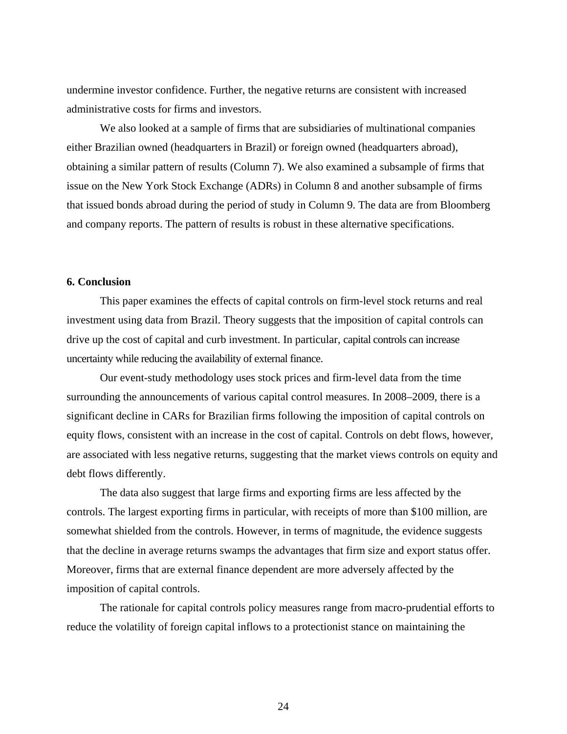undermine investor confidence. Further, the negative returns are consistent with increased administrative costs for firms and investors.

We also looked at a sample of firms that are subsidiaries of multinational companies either Brazilian owned (headquarters in Brazil) or foreign owned (headquarters abroad), obtaining a similar pattern of results (Column 7). We also examined a subsample of firms that issue on the New York Stock Exchange (ADRs) in Column 8 and another subsample of firms that issued bonds abroad during the period of study in Column 9. The data are from Bloomberg and company reports. The pattern of results is robust in these alternative specifications.

## 6. Conclusion

This paper examines the effects of capital controls on firm-level stock returns and real investment using data from Brazil. Theory suggests that the imposition of capital controls can drive up the cost of capital and curb investment. In particular, capital controls can increase uncertainty while reducing the availability of external finance.

Our event-study methodology uses stock prices and firm-level data from the time surrounding the announcements of various capital control measures. In 2008–2009, there is a significant decline in CARs for Brazilian firms following the imposition of capital controls on equity flows, consistent with an increase in the cost of capital. Controls on debt flows, however, are associated with less negative returns, suggesting that the market views controls on equity and debt flows differently.

The data also suggest that large firms and exporting firms are less affected by the controls. The largest exporting firms in particular, with receipts of more than $100 million, are somewhat shielded from the controls. However, in terms of magnitude, the evidence suggests that the decline in average returns swamps the advantages that firm size and export status offer. Moreover, firms that are external finance dependent are more adversely affected by the imposition of capital controls.

The rationale for capital controls policy measures range from macro-prudential efforts to reduce the volatility of foreign capital inflows to a protectionist stance on maintaining the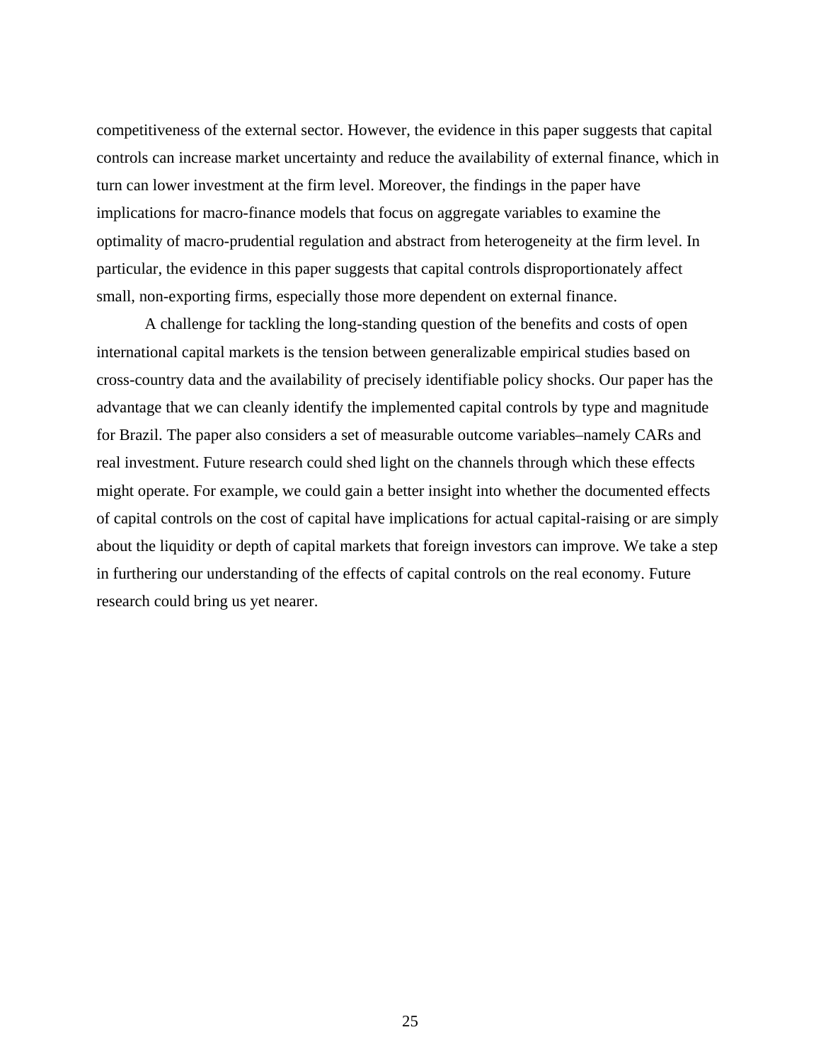competitiveness of the external sector. However, the evidence in this paper suggests that capital controls can increase market uncertainty and reduce the availability of external finance, which in turn can lower investment at the firm level. Moreover, the findings in the paper have implications for macro-finance models that focus on aggregate variables to examine the optimality of macro-prudential regulation and abstract from heterogeneity at the firm level. In particular, the evidence in this paper suggests that capital controls disproportionately affect small, non-exporting firms, especially those more dependent on external finance.

A challenge for tackling the long-standing question of the benefits and costs of open international capital markets is the tension between generalizable empirical studies based on cross-country data and the availability of precisely identifiable policy shocks. Our paper has the advantage that we can cleanly identify the implemented capital controls by type and magnitude for Brazil. The paper also considers a set of measurable outcome variables–namely CARs and real investment. Future research could shed light on the channels through which these effects might operate. For example, we could gain a better insight into whether the documented effects of capital controls on the cost of capital have implications for actual capital-raising or are simply about the liquidity or depth of capital markets that foreign investors can improve. We take a step in furthering our understanding of the effects of capital controls on the real economy. Future research could bring us yet nearer.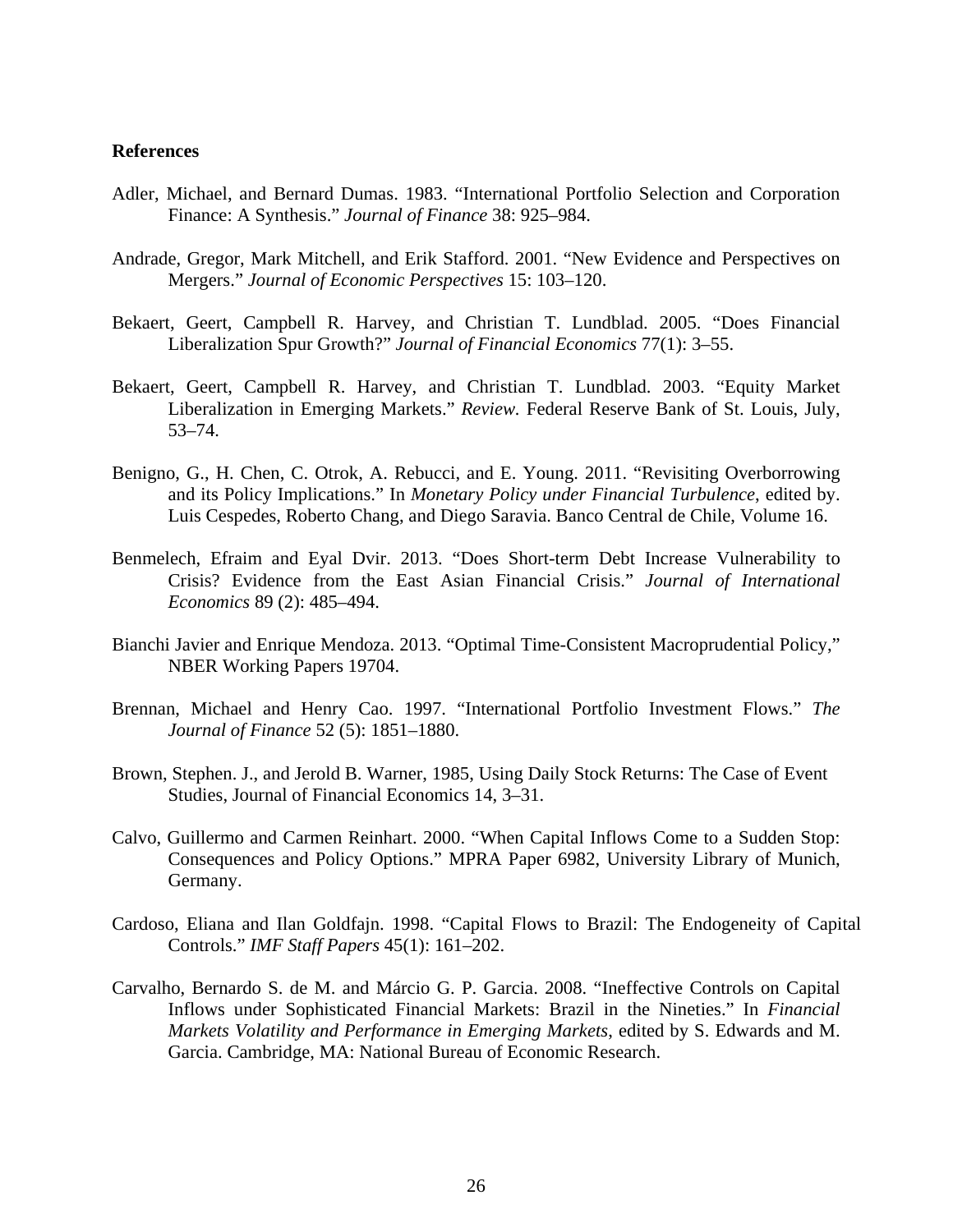**References**

Adler, Michael, and Bernard Dumas. 1983. "International Portfolio Selection and Corporation Finance: A Synthesis." *Journal of Finance* 38: 925–984.

Andrade, Gregor, Mark Mitchell, and Erik Stafford. 2001. "New Evidence and Perspectives on Mergers." *Journal of Economic Perspectives* 15: 103–120.

Bekaert, Geert, Campbell R. Harvey, and Christian T. Lundblad. 2005. "Does Financial Liberalization Spur Growth?" *Journal of Financial Economics* 77(1): 3–55.

Bekaert, Geert, Campbell R. Harvey, and Christian T. Lundblad. 2003. "Equity Market Liberalization in Emerging Markets." *Review.* Federal Reserve Bank of St. Louis, July, 53–74.

Benigno, G., H. Chen, C. Otrok, A. Rebucci, and E. Young. 2011. "Revisiting Overborrowing and its Policy Implications." In *Monetary Policy under Financial Turbulence*, edited by. Luis Cespedes, Roberto Chang, and Diego Saravia. Banco Central de Chile, Volume 16.

Benmelech, Efraim and Eyal Dvir. 2013. "Does Short-term Debt Increase Vulnerability to Crisis? Evidence from the East Asian Financial Crisis." *Journal of International Economics* 89 (2): 485–494.

Bianchi Javier and Enrique Mendoza. 2013. "Optimal Time-Consistent Macroprudential Policy," NBER Working Papers 19704.

Brennan, Michael and Henry Cao. 1997. "International Portfolio Investment Flows." *The Journal of Finance* 52 (5): 1851–1880.

Brown, Stephen. J., and Jerold B. Warner, 1985, Using Daily Stock Returns: The Case of Event Studies, Journal of Financial Economics 14, 3–31.

Calvo, Guillermo and Carmen Reinhart. 2000. "When Capital Inflows Come to a Sudden Stop: Consequences and Policy Options." MPRA Paper 6982, University Library of Munich, Germany.

Cardoso, Eliana and Ilan Goldfajn. 1998. "Capital Flows to Brazil: The Endogeneity of Capital Controls." *IMF Staff Papers* 45(1): 161–202.

Carvalho, Bernardo S. de M. and Márcio G. P. Garcia. 2008. "Ineffective Controls on Capital Inflows under Sophisticated Financial Markets: Brazil in the Nineties." In *Financial Markets Volatility and Performance in Emerging Markets*, edited by S. Edwards and M. Garcia. Cambridge, MA: National Bureau of Economic Research.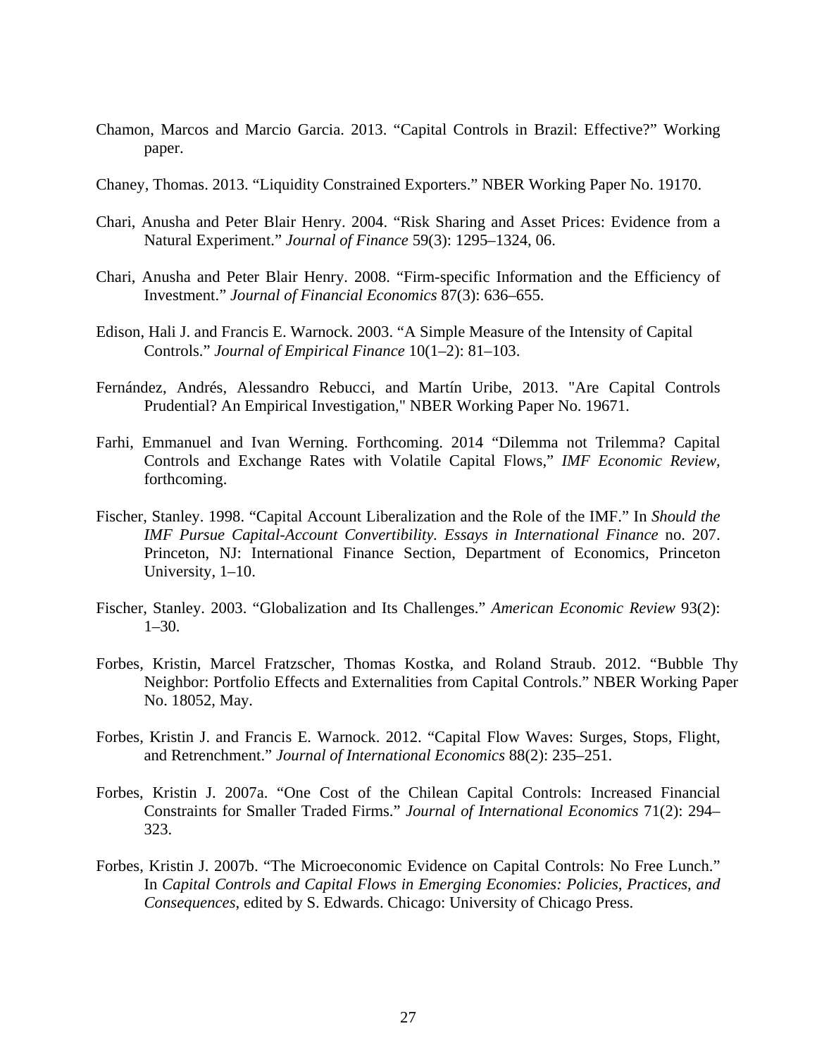Chamon, Marcos and Marcio Garcia. 2013. “Capital Controls in Brazil: Effective?” Working paper.

Chaney, Thomas. 2013. “Liquidity Constrained Exporters.” NBER Working Paper No. 19170.

Chari, Anusha and Peter Blair Henry. 2004. “Risk Sharing and Asset Prices: Evidence from a Natural Experiment.” *Journal of Finance* 59(3): 1295–1324, 06.

Chari, Anusha and Peter Blair Henry. 2008. “Firm-specific Information and the Efficiency of Investment.” *Journal of Financial Economics* 87(3): 636–655.

Edison, Hali J. and Francis E. Warnock. 2003. “A Simple Measure of the Intensity of Capital Controls.” *Journal of Empirical Finance* 10(1–2): 81–103.

Fernández, Andrés, Alessandro Rebucci, and Martín Uribe, 2013. "Are Capital Controls Prudential? An Empirical Investigation," NBER Working Paper No. 19671.

Farhi, Emmanuel and Ivan Werning. Forthcoming. 2014 “Dilemma not Trilemma? Capital Controls and Exchange Rates with Volatile Capital Flows,” *IMF Economic Review*, forthcoming.

Fischer, Stanley. 1998. “Capital Account Liberalization and the Role of the IMF.” In *Should the IMF Pursue Capital-Account Convertibility. Essays in International Finance* no. 207. Princeton, NJ: International Finance Section, Department of Economics, Princeton University, 1–10.

Fischer, Stanley. 2003. “Globalization and Its Challenges.” *American Economic Review* 93(2): 1–30.

Forbes, Kristin, Marcel Fratzscher, Thomas Kostka, and Roland Straub. 2012. “Bubble Thy Neighbor: Portfolio Effects and Externalities from Capital Controls.” NBER Working Paper No. 18052, May.

Forbes, Kristin J. and Francis E. Warnock. 2012. “Capital Flow Waves: Surges, Stops, Flight, and Retrenchment.” *Journal of International Economics* 88(2): 235–251.

Forbes, Kristin J. 2007a. “One Cost of the Chilean Capital Controls: Increased Financial Constraints for Smaller Traded Firms.” *Journal of International Economics* 71(2): 294–323.

Forbes, Kristin J. 2007b. “The Microeconomic Evidence on Capital Controls: No Free Lunch.” In *Capital Controls and Capital Flows in Emerging Economies: Policies, Practices, and Consequences*, edited by S. Edwards. Chicago: University of Chicago Press.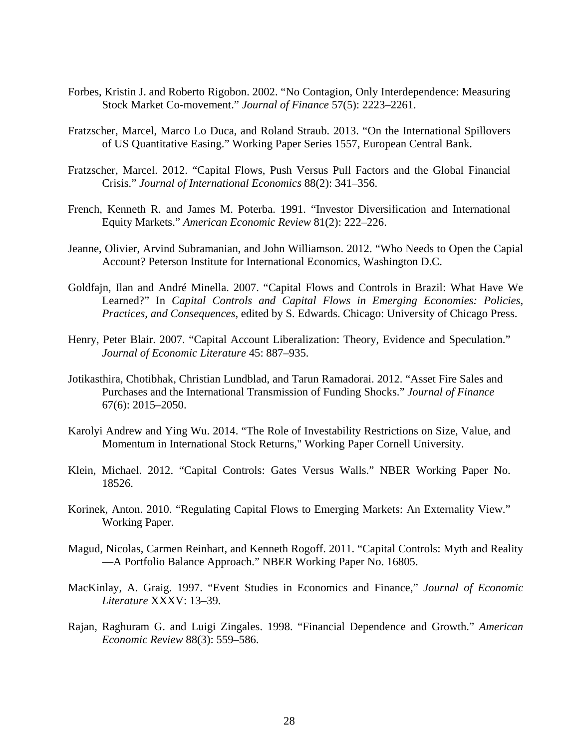Forbes, Kristin J. and Roberto Rigobon. 2002. "No Contagion, Only Interdependence: Measuring Stock Market Co-movement." *Journal of Finance* 57(5): 2223–2261.

Fratzscher, Marcel, Marco Lo Duca, and Roland Straub. 2013. "On the International Spillovers of US Quantitative Easing." Working Paper Series 1557, European Central Bank.

Fratzscher, Marcel. 2012. "Capital Flows, Push Versus Pull Factors and the Global Financial Crisis." *Journal of International Economics* 88(2): 341–356.

French, Kenneth R. and James M. Poterba. 1991. "Investor Diversification and International Equity Markets." *American Economic Review* 81(2): 222–226.

Jeanne, Olivier, Arvind Subramanian, and John Williamson. 2012. "Who Needs to Open the Capial Account? Peterson Institute for International Economics, Washington D.C.

Goldfajn, Ilan and André Minella. 2007. "Capital Flows and Controls in Brazil: What Have We Learned?" In *Capital Controls and Capital Flows in Emerging Economies: Policies, Practices, and Consequences*, edited by S. Edwards. Chicago: University of Chicago Press.

Henry, Peter Blair. 2007. "Capital Account Liberalization: Theory, Evidence and Speculation." *Journal of Economic Literature* 45: 887–935.

Jotikasthira, Chotibhak, Christian Lundblad, and Tarun Ramadorai. 2012. "Asset Fire Sales and Purchases and the International Transmission of Funding Shocks." *Journal of Finance* 67(6): 2015–2050.

Karolyi Andrew and Ying Wu. 2014. "The Role of Investability Restrictions on Size, Value, and Momentum in International Stock Returns," Working Paper Cornell University.

Klein, Michael. 2012. "Capital Controls: Gates Versus Walls." NBER Working Paper No. 18526.

Korinek, Anton. 2010. "Regulating Capital Flows to Emerging Markets: An Externality View." Working Paper.

Magud, Nicolas, Carmen Reinhart, and Kenneth Rogoff. 2011. "Capital Controls: Myth and Reality —A Portfolio Balance Approach." NBER Working Paper No. 16805.

MacKinlay, A. Graig. 1997. "Event Studies in Economics and Finance," *Journal of Economic Literature* XXXV: 13–39.

Rajan, Raghuram G. and Luigi Zingales. 1998. "Financial Dependence and Growth." *American Economic Review* 88(3): 559–586.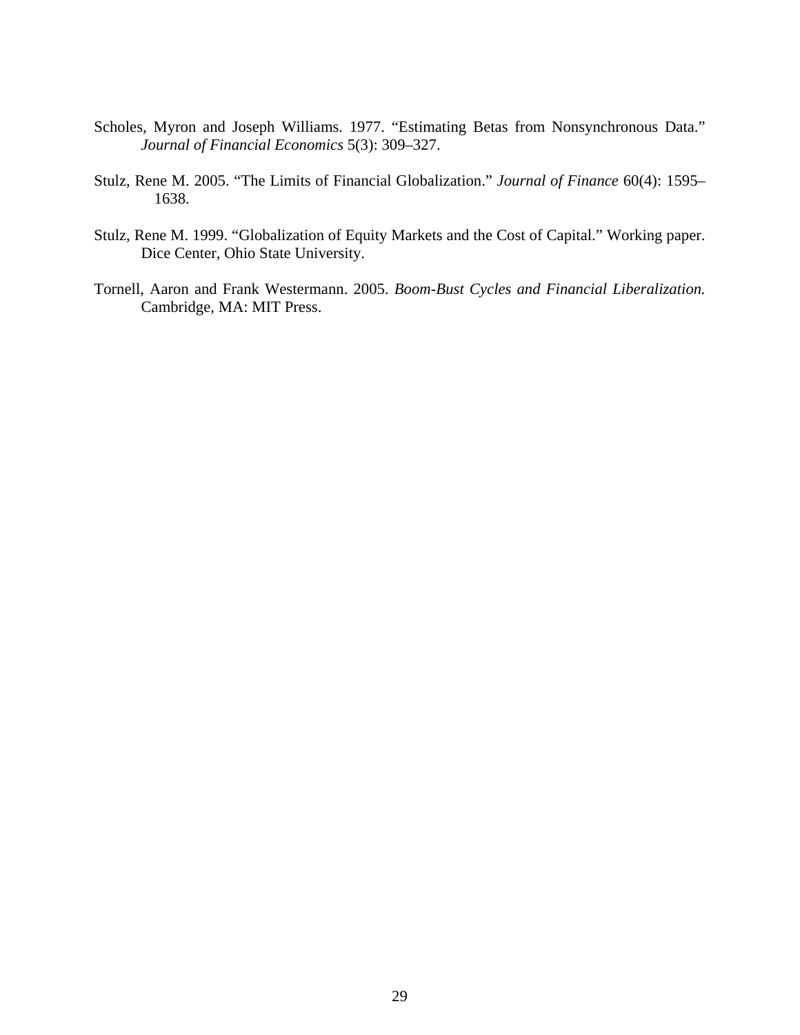Scholes, Myron and Joseph Williams. 1977. "Estimating Betas from Nonsynchronous Data." *Journal of Financial Economics* 5(3): 309–327.

Stulz, Rene M. 2005. "The Limits of Financial Globalization." *Journal of Finance* 60(4): 1595–1638.

Stulz, Rene M. 1999. "Globalization of Equity Markets and the Cost of Capital." Working paper. Dice Center, Ohio State University.

Tornell, Aaron and Frank Westermann. 2005. *Boom-Bust Cycles and Financial Liberalization.* Cambridge, MA: MIT Press.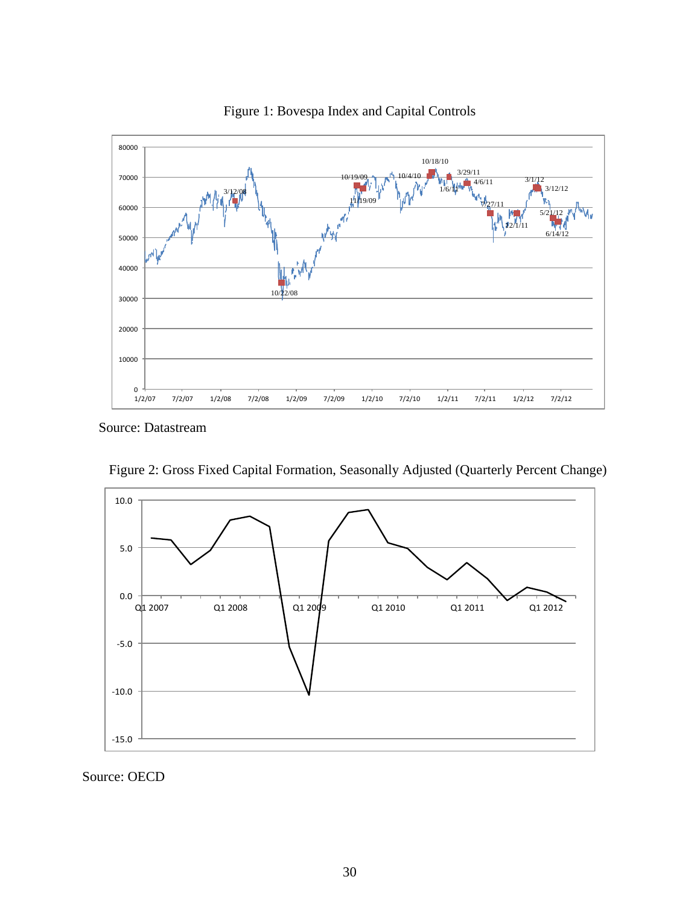Figure 1: Bovespa Index and Capital Controls

Source: Datastream

Figure 2: Gross Fixed Capital Formation, Seasonally Adjusted (Quarterly Percent Change)

Source: OECD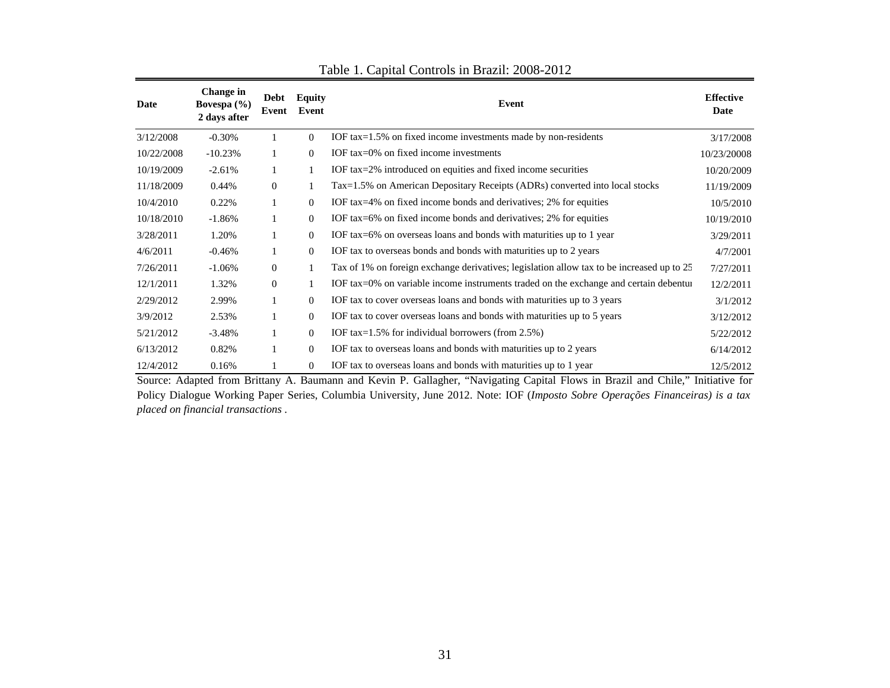Table 1. Capital Controls in Brazil: 2008-2012

| Date | Change in Bovespa (%) 2 days after | Debt Event | Equity Event | Event | Effective Date |
|---|---|---|---|---|---|
| 3/12/2008 | -0.30% | 1 | 0 | IOF tax=1.5% on fixed income investments made by non-residents | 3/17/2008 |
| 10/22/2008 | -10.23% | 1 | 0 | IOF tax=0% on fixed income investments | 10/23/20008 |
| 10/19/2009 | -2.61% | 1 | 1 | IOF tax=2% introduced on equities and fixed income securities | 10/20/2009 |
| 11/18/2009 | 0.44% | 0 | 1 | Tax=1.5% on American Depositary Receipts (ADRs) converted into local stocks | 11/19/2009 |
| 10/4/2010 | 0.22% | 1 | 0 | IOF tax=4% on fixed income bonds and derivatives; 2% for equities | 10/5/2010 |
| 10/18/2010 | -1.86% | 1 | 0 | IOF tax=6% on fixed income bonds and derivatives; 2% for equities | 10/19/2010 |
| 3/28/2011 | 1.20% | 1 | 0 | IOF tax=6% on overseas loans and bonds with maturities up to 1 year | 3/29/2011 |
| 4/6/2011 | -0.46% | 1 | 0 | IOF tax to overseas bonds and bonds with maturities up to 2 years | 4/7/2001 |
| 7/26/2011 | -1.06% | 0 | 1 | Tax of 1% on foreign exchange derivatives; legislation allow tax to be increased up to 25 | 7/27/2011 |
| 12/1/2011 | 1.32% | 0 | 1 | IOF tax=0% on variable income instruments traded on the exchange and certain debentu | 12/2/2011 |
| 2/29/2012 | 2.99% | 1 | 0 | IOF tax to cover overseas loans and bonds with maturities up to 3 years | 3/1/2012 |
| 3/9/2012 | 2.53% | 1 | 0 | IOF tax to cover overseas loans and bonds with maturities up to 5 years | 3/12/2012 |
| 5/21/2012 | -3.48% | 1 | 0 | IOF tax=1.5% for individual borrowers (from 2.5%) | 5/22/2012 |
| 6/13/2012 | 0.82% | 1 | 0 | IOF tax to overseas loans and bonds with maturities up to 2 years | 6/14/2012 |
| 12/4/2012 | 0.16% | 1 | 0 | IOF tax to overseas loans and bonds with maturities up to 1 year | 12/5/2012 |

Source: Adapted from Brittany A. Baumann and Kevin P. Gallagher, "Navigating Capital Flows in Brazil and Chile," Initiative for Policy Dialogue Working Paper Series, Columbia University, June 2012. Note: IOF (*Imposto Sobre Operações Financeiras) is a tax placed on financial transactions*.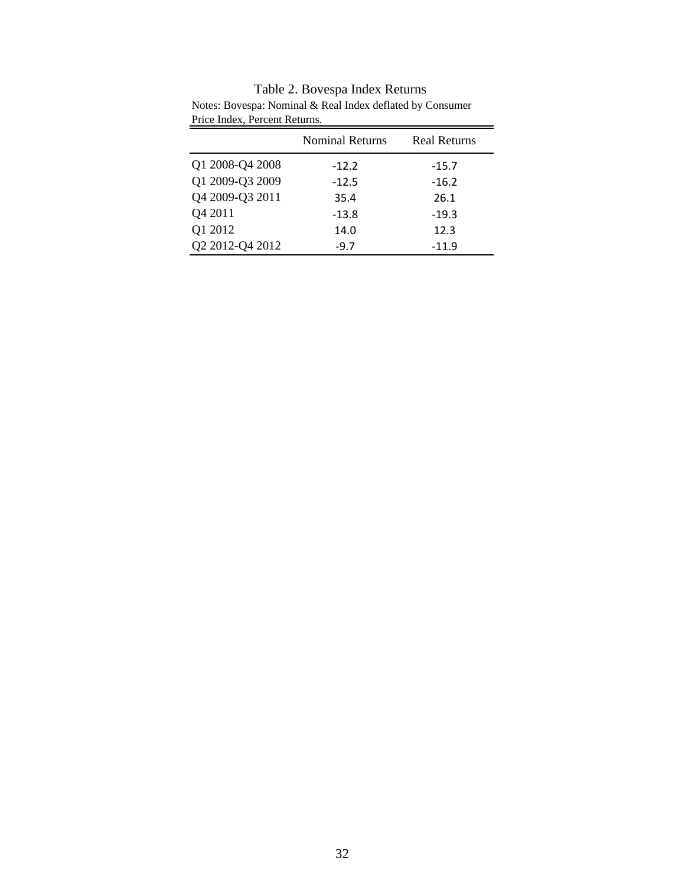Table 2. Bovespa Index Returns

Notes: Bovespa: Nominal & Real Index deflated by Consumer Price Index, Percent Returns.

| | Nominal Returns | Real Returns |
|---|---|---|
| Q1 2008-Q4 2008 | -12.2 | -15.7 |
| Q1 2009-Q3 2009 | -12.5 | -16.2 |
| Q4 2009-Q3 2011 | 35.4 | 26.1 |
| Q4 2011 | -13.8 | -19.3 |
| Q1 2012 | 14.0 | 12.3 |
| Q2 2012-Q4 2012 | -9.7 | -11.9 |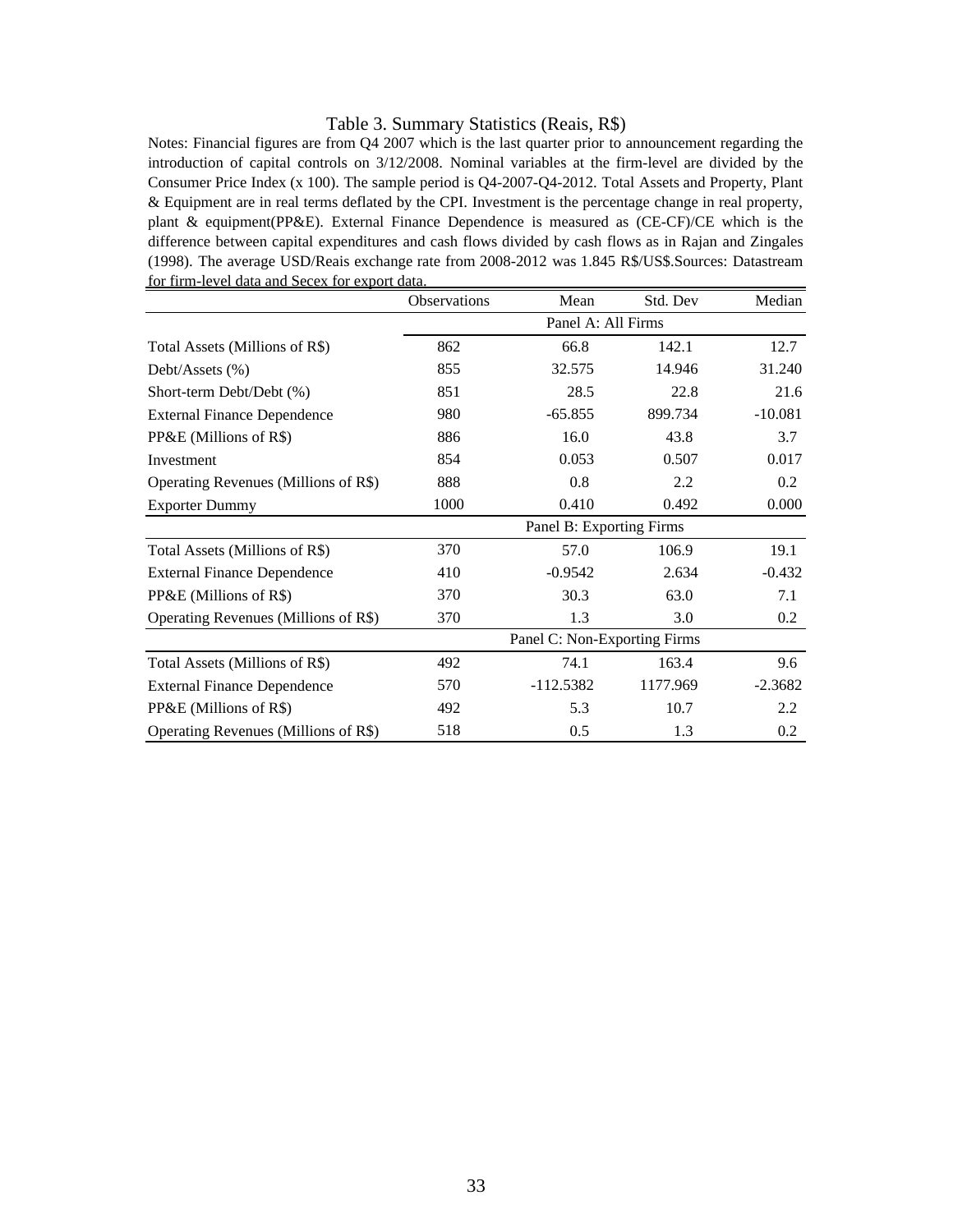# Table 3. Summary Statistics (Reais, R$)

Notes: Financial figures are from Q4 2007 which is the last quarter prior to announcement regarding the introduction of capital controls on 3/12/2008. Nominal variables at the firm-level are divided by the Consumer Price Index (x 100). The sample period is Q4-2007-Q4-2012. Total Assets and Property, Plant & Equipment are in real terms deflated by the CPI. Investment is the percentage change in real property, plant & equipment(PP&E). External Finance Dependence is measured as (CE-CF)/CE which is the difference between capital expenditures and cash flows divided by cash flows as in Rajan and Zingales (1998). The average USD/Reais exchange rate from 2008-2012 was 1.845 R$/US$.Sources: Datastream for firm-level data and Secex for export data.

| | Observations | Mean | Std. Dev | Median |
|---|---|---|---|---|
| | Panel A: All Firms | | | |
| Total Assets (Millions of R$) | 862 | 66.8 | 142.1 | 12.7 |
| Debt/Assets (%) | 855 | 32.575 | 14.946 | 31.240 |
| Short-term Debt/Debt (%) | 851 | 28.5 | 22.8 | 21.6 |
| External Finance Dependence | 980 | -65.855 | 899.734 | -10.081 |
| PP&E (Millions of R$) | 886 | 16.0 | 43.8 | 3.7 |
| Investment | 854 | 0.053 | 0.507 | 0.017 |
| Operating Revenues (Millions of R$) | 888 | 0.8 | 2.2 | 0.2 |
| Exporter Dummy | 1000 | 0.410 | 0.492 | 0.000 |
| | Panel B: Exporting Firms | | | |
| Total Assets (Millions of R$) | 370 | 57.0 | 106.9 | 19.1 |
| External Finance Dependence | 410 | -0.9542 | 2.634 | -0.432 |
| PP&E (Millions of R$) | 370 | 30.3 | 63.0 | 7.1 |
| Operating Revenues (Millions of R$) | 370 | 1.3 | 3.0 | 0.2 |
| | Panel C: Non-Exporting Firms | | | |
| Total Assets (Millions of R$) | 492 | 74.1 | 163.4 | 9.6 |
| External Finance Dependence | 570 | -112.5382 | 1177.969 | -2.3682 |
| PP&E (Millions of R$) | 492 | 5.3 | 10.7 | 2.2 |
| Operating Revenues (Millions of R$) | 518 | 0.5 | 1.3 | 0.2 |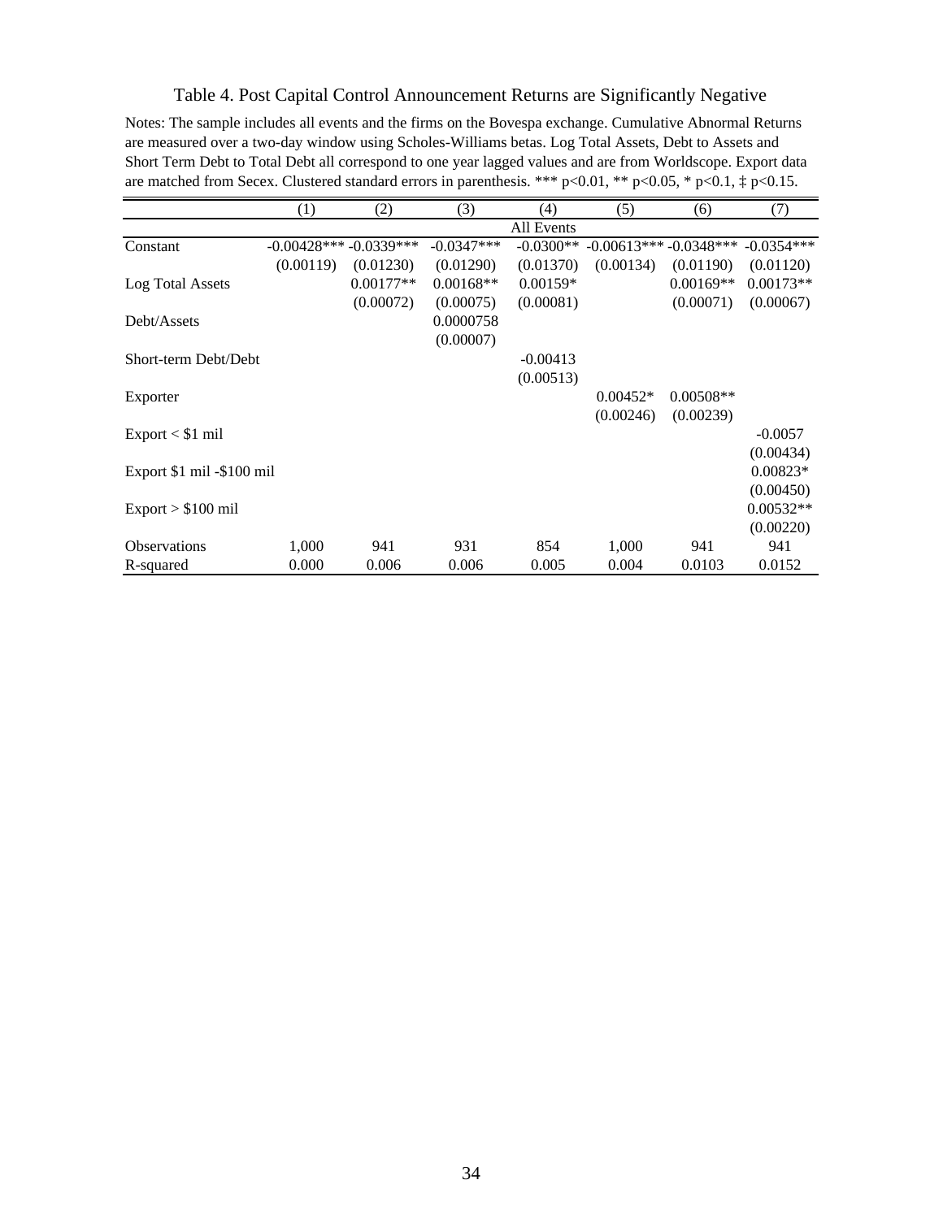Table 4. Post Capital Control Announcement Returns are Significantly Negative

Notes: The sample includes all events and the firms on the Bovespa exchange. Cumulative Abnormal Returns are measured over a two-day window using Scholes-Williams betas. Log Total Assets, Debt to Assets and Short Term Debt to Total Debt all correspond to one year lagged values and are from Worldscope. Export data are matched from Secex. Clustered standard errors in parenthesis. *** p<0.01, ** p<0.05, * p<0.1, ‡ p<0.15.

| | (1) | (2) | (3) | (4) | (5) | (6) | (7) |
|---|---|---|---|---|---|---|---|
| | | | | All Events | | | |
| Constant | -0.00428*** | -0.0339*** | -0.0347*** | -0.0300** | -0.00613*** | -0.0348*** | -0.0354*** |
| | (0.00119) | (0.01230) | (0.01290) | (0.01370) | (0.00134) | (0.01190) | (0.01120) |
| Log Total Assets | | 0.00177** | 0.00168** | 0.00159* | | 0.00169** | 0.00173** |
| | | (0.00072) | (0.00075) | (0.00081) | | (0.00071) | (0.00067) |
| Debt/Assets | | | 0.0000758 | | | | |
| | | | (0.00007) | | | | |
| Short-term Debt/Debt | | | | -0.00413 | | | |
| | | | | (0.00513) | | | |
| Exporter | | | | | 0.00452* | 0.00508** | |
| | | | | | (0.00246) | (0.00239) | |
| Export < $1 mil | | | | | | | -0.0057 |
| | | | | | | | (0.00434) |
| Export $1 mil -$100 mil | | | | | | | 0.00823* |
| | | | | | | | (0.00450) |
| Export > $100 mil | | | | | | | 0.00532** |
| | | | | | | | (0.00220) |
| Observations | 1,000 | 941 | 931 | 854 | 1,000 | 941 | 941 |
| R-squared | 0.000 | 0.006 | 0.006 | 0.005 | 0.004 | 0.0103 | 0.0152 |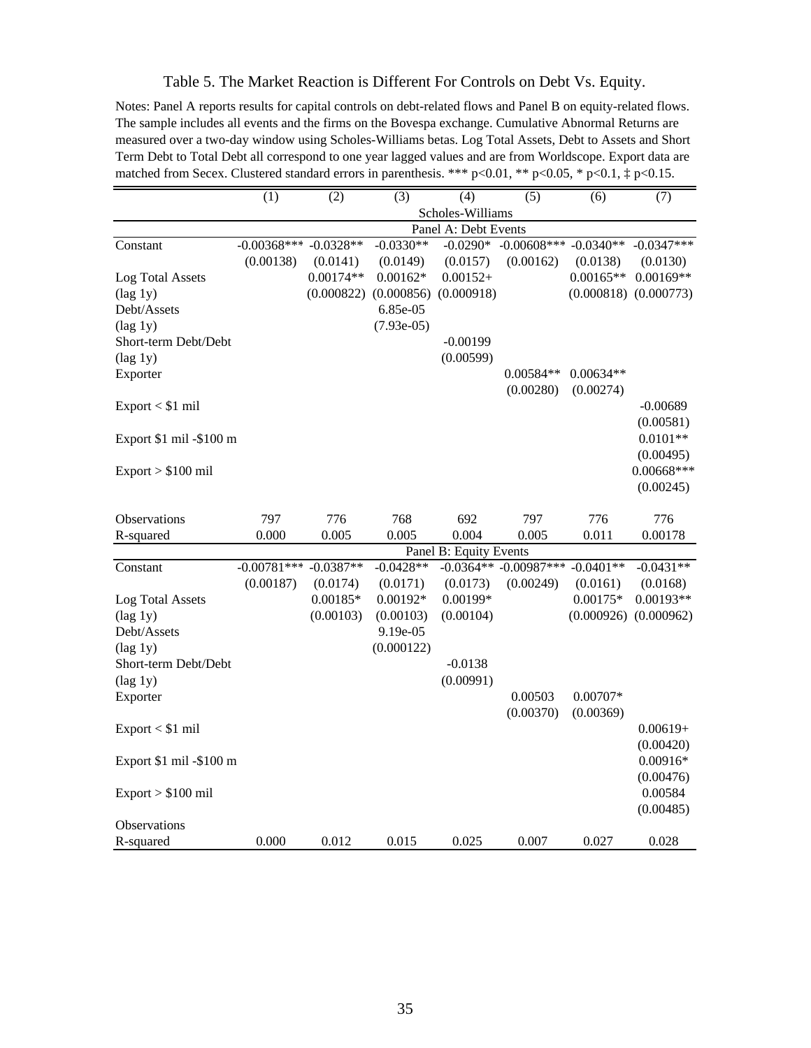Table 5. The Market Reaction is Different For Controls on Debt Vs. Equity.

Notes: Panel A reports results for capital controls on debt-related flows and Panel B on equity-related flows. The sample includes all events and the firms on the Bovespa exchange. Cumulative Abnormal Returns are measured over a two-day window using Scholes-Williams betas. Log Total Assets, Debt to Assets and Short Term Debt to Total Debt all correspond to one year lagged values and are from Worldscope. Export data are matched from Secex. Clustered standard errors in parenthesis. *** p<0.01, ** p<0.05, * p<0.1, ‡ p<0.15.

| | (1) | (2) | (3) | (4) | (5) | (6) | (7) |
|---|---|---|---|---|---|---|---|
| | Scholes-Williams | | | | | | |
| | Panel A: Debt Events | | | | | | |
| Constant | -0.00368*** | -0.0328** | -0.0330** | -0.0290* | -0.00608*** | -0.0340** | -0.0347*** |
| | (0.00138) | (0.0141) | (0.0149) | (0.0157) | (0.00162) | (0.0138) | (0.0130) |
| Log Total Assets | | 0.00174** | 0.00162* | 0.00152+ | | 0.00165** | 0.00169** |
| (lag 1y) | | (0.000822) | (0.000856) | (0.000918) | | (0.000818) | (0.000773) |
| Debt/Assets | | | 6.85e-05 | | | | |
| (lag 1y) | | | (7.93e-05) | | | | |
| Short-term Debt/Debt | | | | -0.00199 | | | |
| (lag 1y) | | | | (0.00599) | | | |
| Exporter | | | | | 0.00584** | 0.00634** | |
| | | | | | (0.00280) | (0.00274) | |
| Export < $1 mil | | | | | | | -0.00689 |
| | | | | | | | (0.00581) |
| Export $1 mil -$100 m | | | | | | | 0.0101** |
| | | | | | | | (0.00495) |
| Export > $100 mil | | | | | | | 0.00668*** |
| | | | | | | | (0.00245) |
| Observations | 797 | 776 | 768 | 692 | 797 | 776 | 776 |
| R-squared | 0.000 | 0.005 | 0.005 | 0.004 | 0.005 | 0.011 | 0.00178 |
| | Panel B: Equity Events | | | | | | |
| Constant | -0.00781*** | -0.0387** | -0.0428** | -0.0364** | -0.00987*** | -0.0401** | -0.0431** |
| | (0.00187) | (0.0174) | (0.0171) | (0.0173) | (0.00249) | (0.0161) | (0.0168) |
| Log Total Assets | | 0.00185* | 0.00192* | 0.00199* | | 0.00175* | 0.00193** |
| (lag 1y) | | (0.00103) | (0.00103) | (0.00104) | | (0.000926) | (0.000962) |
| Debt/Assets | | | 9.19e-05 | | | | |
| (lag 1y) | | | (0.000122) | | | | |
| Short-term Debt/Debt | | | | -0.0138 | | | |
| (lag 1y) | | | | (0.00991) | | | |
| Exporter | | | | | 0.00503 | 0.00707* | |
| | | | | | (0.00370) | (0.00369) | |
| Export < $1 mil | | | | | | | 0.00619+ |
| | | | | | | | (0.00420) |
| Export $1 mil -$100 m | | | | | | | 0.00916* |
| | | | | | | | (0.00476) |
| Export > $100 mil | | | | | | | 0.00584 |
| | | | | | | | (0.00485) |
| Observations | | | | | | | |
| R-squared | 0.000 | 0.012 | 0.015 | 0.025 | 0.007 | 0.027 | 0.028 |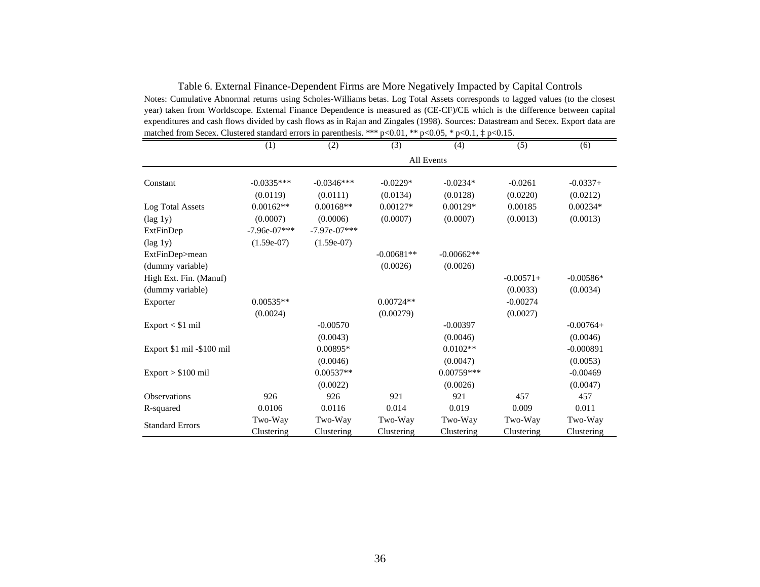Table 6. External Finance-Dependent Firms are More Negatively Impacted by Capital Controls

Notes: Cumulative Abnormal returns using Scholes-Williams betas. Log Total Assets corresponds to lagged values (to the closest year) taken from Worldscope. External Finance Dependence is measured as (CE-CF)/CE which is the difference between capital expenditures and cash flows divided by cash flows as in Rajan and Zingales (1998). Sources: Datastream and Secex. Export data are matched from Secex. Clustered standard errors in parenthesis. *** p<0.01, ** p<0.05, * p<0.1, ‡ p<0.15.

| | (1) | (2) | (3) | (4) | (5) | (6) |
|---|---|---|---|---|---|---|
| | All Events | | | | | |
| Constant | -0.0335*** | -0.0346*** | -0.0229* | -0.0234* | -0.0261 | -0.0337+ |
| | (0.0119) | (0.0111) | (0.0134) | (0.0128) | (0.0220) | (0.0212) |
| Log Total Assets | 0.00162** | 0.00168** | 0.00127* | 0.00129* | 0.00185 | 0.00234* |
| (lag 1y) | (0.0007) | (0.0006) | (0.0007) | (0.0007) | (0.0013) | (0.0013) |
| ExtFinDep | -7.96e-07*** | -7.97e-07*** | | | | |
| (lag 1y) | (1.59e-07) | (1.59e-07) | | | | |
| ExtFinDep>mean | | | -0.00681** | -0.00662** | | |
| (dummy variable) | | | (0.0026) | (0.0026) | | |
| High Ext. Fin. (Manuf) | | | | | -0.00571+ | -0.00586* |
| (dummy variable) | | | | | (0.0033) | (0.0034) |
| Exporter | 0.00535** | | 0.00724** | | -0.00274 | |
| | (0.0024) | | (0.00279) | | (0.0027) | |
| Export < $1 mil | | -0.00570 | | -0.00397 | | -0.00764+ |
| | | (0.0043) | | (0.0046) | | (0.0046) |
| Export $1 mil -$100 mil | | 0.00895* | | 0.0102** | | -0.000891 |
| | | (0.0046) | | (0.0047) | | (0.0053) |
| Export > $100 mil | | 0.00537** | | 0.00759*** | | -0.00469 |
| | | (0.0022) | | (0.0026) | | (0.0047) |
| Observations | 926 | 926 | 921 | 921 | 457 | 457 |
| R-squared | 0.0106 | 0.0116 | 0.014 | 0.019 | 0.009 | 0.011 |
| Standard Errors | Two-Way Clustering | Two-Way Clustering | Two-Way Clustering | Two-Way Clustering | Two-Way Clustering | Two-Way Clustering |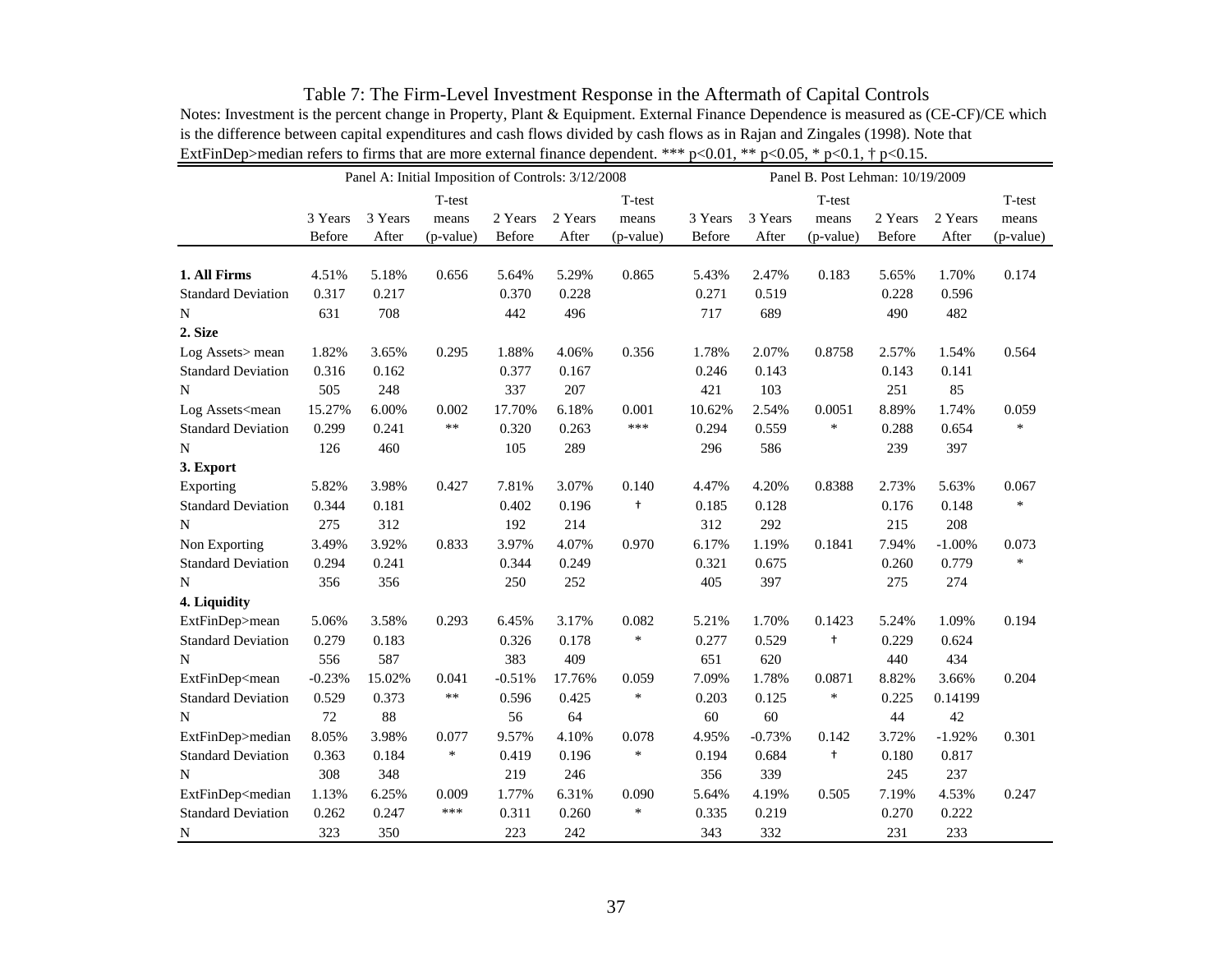# Table 7: The Firm-Level Investment Response in the Aftermath of Capital Controls

Notes: Investment is the percent change in Property, Plant & Equipment. External Finance Dependence is measured as (CE-CF)/CE which is the difference between capital expenditures and cash flows divided by cash flows as in Rajan and Zingales (1998). Note that ExtFinDep>median refers to firms that are more external finance dependent. *** p<0.01, ** p<0.05, * p<0.1, † p<0.15.

| | Panel A: Initial Imposition of Controls: 3/12/2008 | | | | | | Panel B. Post Lehman: 10/19/2009 | | | | | |
|---|---|---|---|---|---|---|---|---|---|---|---|---|
| | 3 Years Before | 3 Years After | T-test means (p-value) | 2 Years Before | 2 Years After | T-test means (p-value) | 3 Years Before | 3 Years After | T-test means (p-value) | 2 Years Before | 2 Years After | T-test means (p-value) |
| **1. All Firms** | 4.51% | 5.18% | 0.656 | 5.64% | 5.29% | 0.865 | 5.43% | 2.47% | 0.183 | 5.65% | 1.70% | 0.174 |
| Standard Deviation | 0.317 | 0.217 | | 0.370 | 0.228 | | 0.271 | 0.519 | | 0.228 | 0.596 | |
| N | 631 | 708 | | 442 | 496 | | 717 | 689 | | 490 | 482 | |
| **2. Size** | | | | | | | | | | | | |
| Log Assets> mean | 1.82% | 3.65% | 0.295 | 1.88% | 4.06% | 0.356 | 1.78% | 2.07% | 0.8758 | 2.57% | 1.54% | 0.564 |
| Standard Deviation | 0.316 | 0.162 | | 0.377 | 0.167 | | 0.246 | 0.143 | | 0.143 | 0.141 | |
| N | 505 | 248 | | 337 | 207 | | 421 | 103 | | 251 | 85 | |
| Log Assets<mean | 15.27% | 6.00% | 0.002 | 17.70% | 6.18% | 0.001 | 10.62% | 2.54% | 0.0051 | 8.89% | 1.74% | 0.059 |
| Standard Deviation | 0.299 | 0.241 | ** | 0.320 | 0.263 | *** | 0.294 | 0.559 | * | 0.288 | 0.654 | * |
| N | 126 | 460 | | 105 | 289 | | 296 | 586 | | 239 | 397 | |
| **3. Export** | | | | | | | | | | | | |
| Exporting | 5.82% | 3.98% | 0.427 | 7.81% | 3.07% | 0.140 | 4.47% | 4.20% | 0.8388 | 2.73% | 5.63% | 0.067 |
| Standard Deviation | 0.344 | 0.181 | | 0.402 | 0.196 | † | 0.185 | 0.128 | | 0.176 | 0.148 | * |
| N | 275 | 312 | | 192 | 214 | | 312 | 292 | | 215 | 208 | |
| Non Exporting | 3.49% | 3.92% | 0.833 | 3.97% | 4.07% | 0.970 | 6.17% | 1.19% | 0.1841 | 7.94% | -1.00% | 0.073 |
| Standard Deviation | 0.294 | 0.241 | | 0.344 | 0.249 | | 0.321 | 0.675 | | 0.260 | 0.779 | * |
| N | 356 | 356 | | 250 | 252 | | 405 | 397 | | 275 | 274 | |
| **4. Liquidity** | | | | | | | | | | | | |
| ExtFinDep>mean | 5.06% | 3.58% | 0.293 | 6.45% | 3.17% | 0.082 | 5.21% | 1.70% | 0.1423 | 5.24% | 1.09% | 0.194 |
| Standard Deviation | 0.279 | 0.183 | | 0.326 | 0.178 | * | 0.277 | 0.529 | † | 0.229 | 0.624 | |
| N | 556 | 587 | | 383 | 409 | | 651 | 620 | | 440 | 434 | |
| ExtFinDep<mean | -0.23% | 15.02% | 0.041 | -0.51% | 17.76% | 0.059 | 7.09% | 1.78% | 0.0871 | 8.82% | 3.66% | 0.204 |
| Standard Deviation | 0.529 | 0.373 | ** | 0.596 | 0.425 | * | 0.203 | 0.125 | * | 0.225 | 0.14199 | |
| N | 72 | 88 | | 56 | 64 | | 60 | 60 | | 44 | 42 | |
| ExtFinDep>median | 8.05% | 3.98% | 0.077 | 9.57% | 4.10% | 0.078 | 4.95% | -0.73% | 0.142 | 3.72% | -1.92% | 0.301 |
| Standard Deviation | 0.363 | 0.184 | * | 0.419 | 0.196 | * | 0.194 | 0.684 | † | 0.180 | 0.817 | |
| N | 308 | 348 | | 219 | 246 | | 356 | 339 | | 245 | 237 | |
| ExtFinDep<median | 1.13% | 6.25% | 0.009 | 1.77% | 6.31% | 0.090 | 5.64% | 4.19% | 0.505 | 7.19% | 4.53% | 0.247 |
| Standard Deviation | 0.262 | 0.247 | *** | 0.311 | 0.260 | * | 0.335 | 0.219 | | 0.270 | 0.222 | |
| N | 323 | 350 | | 223 | 242 | | 343 | 332 | | 231 | 233 | |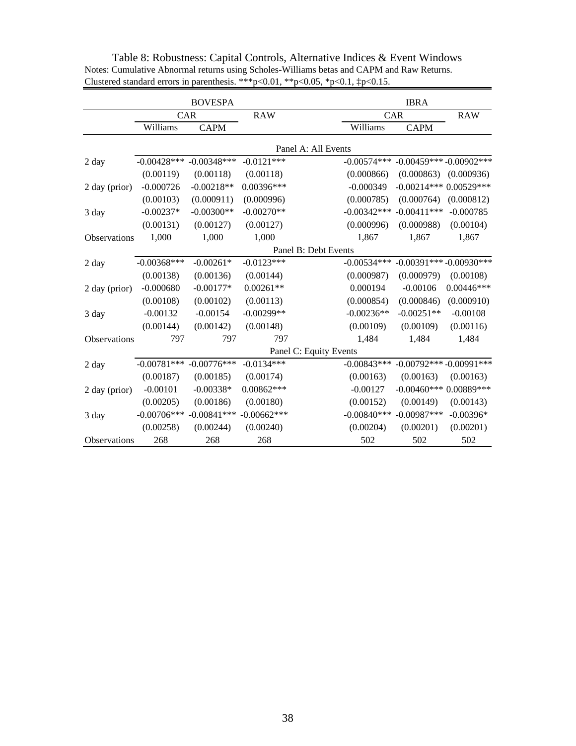Table 8: Robustness: Capital Controls, Alternative Indices & Event Windows

Notes: Cumulative Abnormal returns using Scholes-Williams betas and CAPM and Raw Returns. Clustered standard errors in parenthesis. ***p<0.01, **p<0.05, *p<0.1, ‡p<0.15.

| | BOVESPA | | | IBRA | | |
|---|---|---|---|---|---|---|
| | CAR | | RAW | CAR | | RAW |
| | Williams | CAPM | | Williams | CAPM | |
| **Panel A: All Events** | | | | | | |
| 2 day | -0.00428*** | -0.00348*** | -0.0121*** | -0.00574*** | -0.00459*** | -0.00902*** |
| | (0.00119) | (0.00118) | (0.00118) | (0.000866) | (0.000863) | (0.000936) |
| 2 day (prior) | -0.000726 | -0.00218** | 0.00396*** | -0.000349 | -0.00214*** | 0.00529*** |
| | (0.00103) | (0.000911) | (0.000996) | (0.000785) | (0.000764) | (0.000812) |
| 3 day | -0.00237* | -0.00300** | -0.00270** | -0.00342*** | -0.00411*** | -0.000785 |
| | (0.00131) | (0.00127) | (0.00127) | (0.000996) | (0.000988) | (0.00104) |
| Observations | 1,000 | 1,000 | 1,000 | 1,867 | 1,867 | 1,867 |
| **Panel B: Debt Events** | | | | | | |
| 2 day | -0.00368*** | -0.00261* | -0.0123*** | -0.00534*** | -0.00391*** | -0.00930*** |
| | (0.00138) | (0.00136) | (0.00144) | (0.000987) | (0.000979) | (0.00108) |
| 2 day (prior) | -0.000680 | -0.00177* | 0.00261** | 0.000194 | -0.00106 | 0.00446*** |
| | (0.00108) | (0.00102) | (0.00113) | (0.000854) | (0.000846) | (0.000910) |
| 3 day | -0.00132 | -0.00154 | -0.00299** | -0.00236** | -0.00251** | -0.00108 |
| | (0.00144) | (0.00142) | (0.00148) | (0.00109) | (0.00109) | (0.00116) |
| Observations | 797 | 797 | 797 | 1,484 | 1,484 | 1,484 |
| **Panel C: Equity Events** | | | | | | |
| 2 day | -0.00781*** | -0.00776*** | -0.0134*** | -0.00843*** | -0.00792*** | -0.00991*** |
| | (0.00187) | (0.00185) | (0.00174) | (0.00163) | (0.00163) | (0.00163) |
| 2 day (prior) | -0.00101 | -0.00338* | 0.00862*** | -0.00127 | -0.00460*** | 0.00889*** |
| | (0.00205) | (0.00186) | (0.00180) | (0.00152) | (0.00149) | (0.00143) |
| 3 day | -0.00706*** | -0.00841*** | -0.00662*** | -0.00840*** | -0.00987*** | -0.00396* |
| | (0.00258) | (0.00244) | (0.00240) | (0.00204) | (0.00201) | (0.00201) |
| Observations | 268 | 268 | 268 | 502 | 502 | 502 |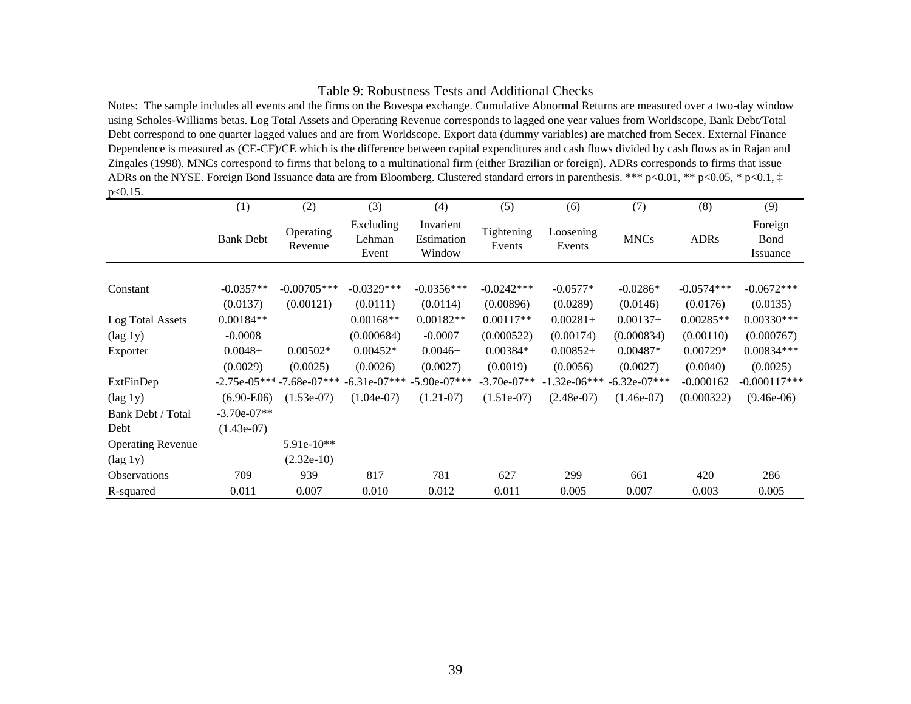# Table 9: Robustness Tests and Additional Checks

Notes: The sample includes all events and the firms on the Bovespa exchange. Cumulative Abnormal Returns are measured over a two-day window using Scholes-Williams betas. Log Total Assets and Operating Revenue corresponds to lagged one year values from Worldscope, Bank Debt/Total Debt correspond to one quarter lagged values and are from Worldscope. Export data (dummy variables) are matched from Secex. External Finance Dependence is measured as (CE-CF)/CE which is the difference between capital expenditures and cash flows divided by cash flows as in Rajan and Zingales (1998). MNCs correspond to firms that belong to a multinational firm (either Brazilian or foreign). ADRs corresponds to firms that issue ADRs on the NYSE. Foreign Bond Issuance data are from Bloomberg. Clustered standard errors in parenthesis. *** p<0.01, ** p<0.05, * p<0.1, ‡ p<0.15.

| | (1) | (2) | (3) | (4) | (5) | (6) | (7) | (8) | (9) |
|---|---|---|---|---|---|---|---|---|---|
| | Bank Debt | Operating Revenue | Excluding Lehman Event | Invarient Estimation Window | Tightening Events | Loosening Events | MNCs | ADRs | Foreign Bond Issuance |
| Constant | -0.0357** | -0.00705*** | -0.0329*** | -0.0356*** | -0.0242*** | -0.0577* | -0.0286* | -0.0574*** | -0.0672*** |
| | (0.0137) | (0.00121) | (0.0111) | (0.0114) | (0.00896) | (0.0289) | (0.0146) | (0.0176) | (0.0135) |
| Log Total Assets | 0.00184** | | 0.00168** | 0.00182** | 0.00117** | 0.00281+ | 0.00137+ | 0.00285** | 0.00330*** |
| (lag 1y) | -0.0008 | | (0.000684) | -0.0007 | (0.000522) | (0.00174) | (0.000834) | (0.00110) | (0.000767) |
| Exporter | 0.0048+ | 0.00502* | 0.00452* | 0.0046+ | 0.00384* | 0.00852+ | 0.00487* | 0.00729* | 0.00834*** |
| | (0.0029) | (0.0025) | (0.0026) | (0.0027) | (0.0019) | (0.0056) | (0.0027) | (0.0040) | (0.0025) |
| ExtFinDep | -2.75e-05*** | -7.68e-07*** | -6.31e-07*** | -5.90e-07*** | -3.70e-07** | -1.32e-06*** | -6.32e-07*** | -0.000162 | -0.000117*** |
| (lag 1y) | (6.90-E06) | (1.53e-07) | (1.04e-07) | (1.21-07) | (1.51e-07) | (2.48e-07) | (1.46e-07) | (0.000322) | (9.46e-06) |
| Bank Debt / Total Debt | -3.70e-07** | | | | | | | | |
| | (1.43e-07) | | | | | | | | |
| Operating Revenue | | 5.91e-10** | | | | | | | |
| (lag 1y) | | (2.32e-10) | | | | | | | |
| Observations | 709 | 939 | 817 | 781 | 627 | 299 | 661 | 420 | 286 |
| R-squared | 0.011 | 0.007 | 0.010 | 0.012 | 0.011 | 0.005 | 0.007 | 0.003 | 0.005 |